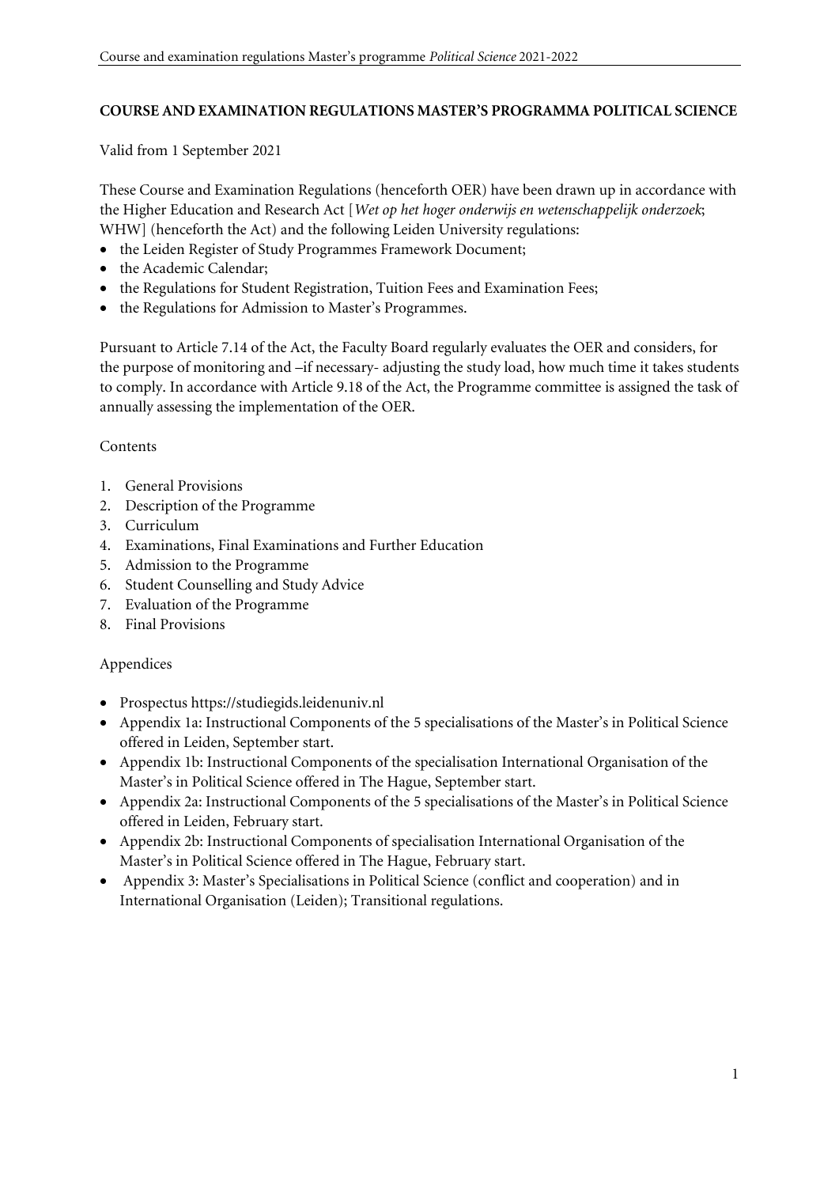# COURSE AND EXAMINATION REGULATIONS MASTER'S PROGRAMMA POLITICAL SCIENCE

Valid from 1 September 2021

These Course and Examination Regulations (henceforth OER) have been drawn up in accordance with the Higher Education and Research Act [*Wet op het hoger onderwijs en wetenschappelijk onderzoek*; WHW] (henceforth the Act) and the following Leiden University regulations:

- the Leiden Register of Study Programmes Framework Document;
- the Academic Calendar;
- the Regulations for Student Registration, Tuition Fees and Examination Fees;
- the Regulations for Admission to Master's Programmes.

Pursuant to Article 7.14 of the Act, the Faculty Board regularly evaluates the OER and considers, for the purpose of monitoring and –if necessary- adjusting the study load, how much time it takes students to comply. In accordance with Article 9.18 of the Act, the Programme committee is assigned the task of annually assessing the implementation of the OER.

Contents

1. General Provisions
2. Description of the Programme
3. Curriculum
4. Examinations, Final Examinations and Further Education
5. Admission to the Programme
6. Student Counselling and Study Advice
7. Evaluation of the Programme
8. Final Provisions

Appendices

- Prospectus https://studiegids.leidenuniv.nl
- Appendix 1a: Instructional Components of the 5 specialisations of the Master's in Political Science offered in Leiden, September start.
- Appendix 1b: Instructional Components of the specialisation International Organisation of the Master's in Political Science offered in The Hague, September start.
- Appendix 2a: Instructional Components of the 5 specialisations of the Master's in Political Science offered in Leiden, February start.
- Appendix 2b: Instructional Components of specialisation International Organisation of the Master's in Political Science offered in The Hague, February start.
- Appendix 3: Master's Specialisations in Political Science (conflict and cooperation) and in International Organisation (Leiden); Transitional regulations.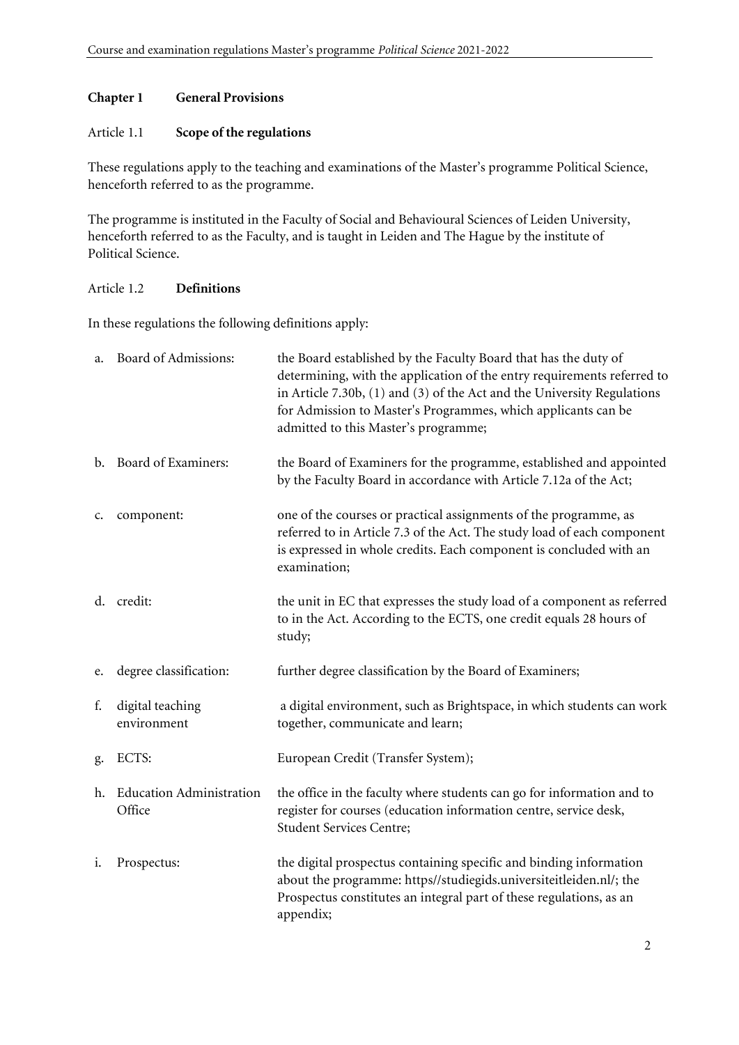## Chapter 1 General Provisions

### Article 1.1 **Scope of the regulations**

These regulations apply to the teaching and examinations of the Master's programme Political Science, henceforth referred to as the programme.

The programme is instituted in the Faculty of Social and Behavioural Sciences of Leiden University, henceforth referred to as the Faculty, and is taught in Leiden and The Hague by the institute of Political Science.

### Article 1.2 **Definitions**

In these regulations the following definitions apply:

a. Board of Admissions: the Board established by the Faculty Board that has the duty of determining, with the application of the entry requirements referred to in Article 7.30b, (1) and (3) of the Act and the University Regulations for Admission to Master's Programmes, which applicants can be admitted to this Master's programme;

b. Board of Examiners: the Board of Examiners for the programme, established and appointed by the Faculty Board in accordance with Article 7.12a of the Act;

c. component: one of the courses or practical assignments of the programme, as referred to in Article 7.3 of the Act. The study load of each component is expressed in whole credits. Each component is concluded with an examination;

d. credit: the unit in EC that expresses the study load of a component as referred to in the Act. According to the ECTS, one credit equals 28 hours of study;

e. degree classification: further degree classification by the Board of Examiners;

f. digital teaching environment: a digital environment, such as Brightspace, in which students can work together, communicate and learn;

g. ECTS: European Credit (Transfer System);

h. Education Administration Office: the office in the faculty where students can go for information and to register for courses (education information centre, service desk, Student Services Centre;

i. Prospectus: the digital prospectus containing specific and binding information about the programme: https//studiegids.universiteitleiden.nl/; the Prospectus constitutes an integral part of these regulations, as an appendix;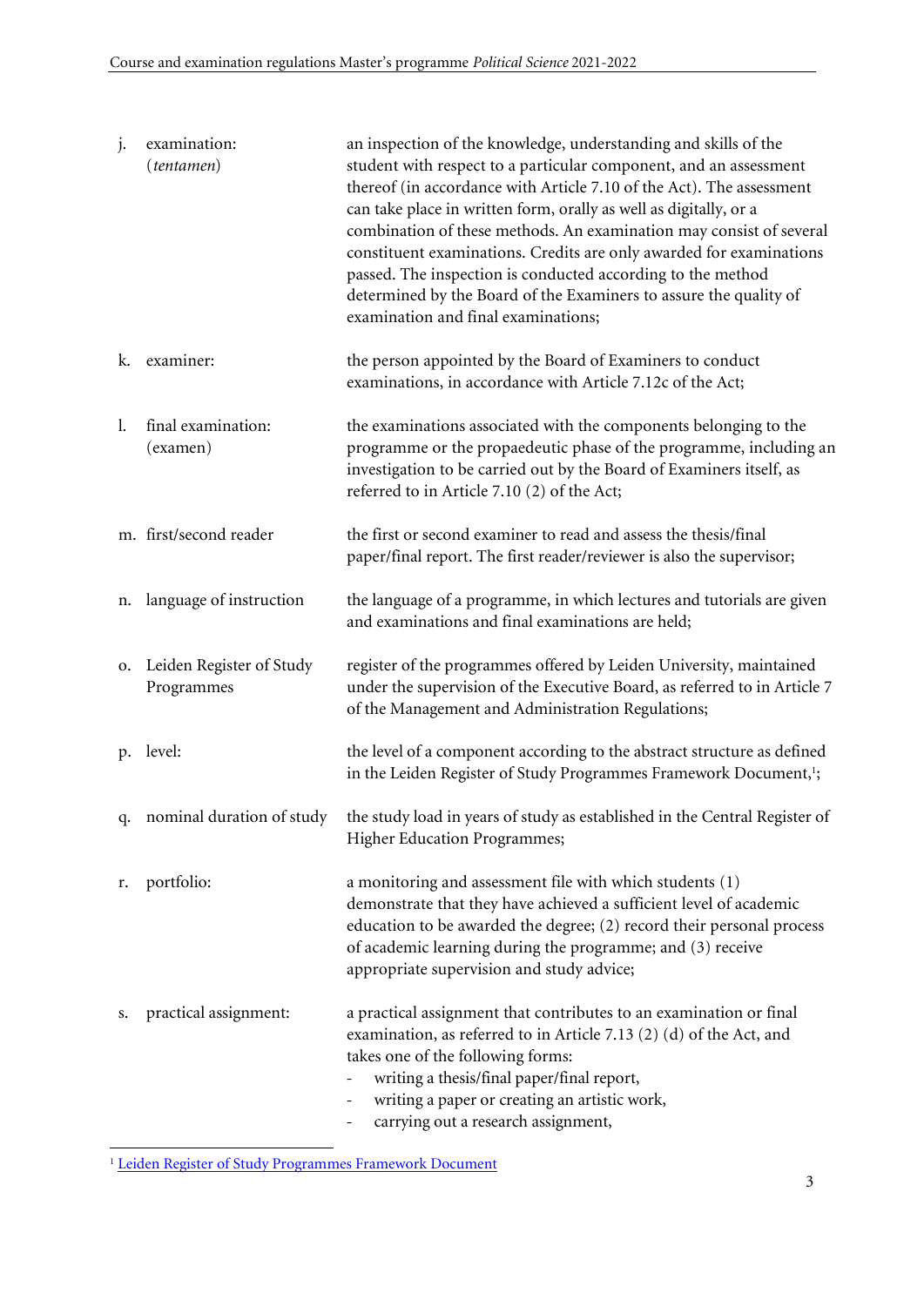j. **examination:** (*tentamen*)
an inspection of the knowledge, understanding and skills of the student with respect to a particular component, and an assessment thereof (in accordance with Article 7.10 of the Act). The assessment can take place in written form, orally as well as digitally, or a combination of these methods. An examination may consist of several constituent examinations. Credits are only awarded for examinations passed. The inspection is conducted according to the method determined by the Board of the Examiners to assure the quality of examination and final examinations;

k. **examiner:**
the person appointed by the Board of Examiners to conduct examinations, in accordance with Article 7.12c of the Act;

l. **final examination:** (examen)
the examinations associated with the components belonging to the programme or the propaedeutic phase of the programme, including an investigation to be carried out by the Board of Examiners itself, as referred to in Article 7.10 (2) of the Act;

m. **first/second reader**
the first or second examiner to read and assess the thesis/final paper/final report. The first reader/reviewer is also the supervisor;

n. **language of instruction**
the language of a programme, in which lectures and tutorials are given and examinations and final examinations are held;

o. **Leiden Register of Study Programmes**
register of the programmes offered by Leiden University, maintained under the supervision of the Executive Board, as referred to in Article 7 of the Management and Administration Regulations;

p. **level:**
the level of a component according to the abstract structure as defined in the Leiden Register of Study Programmes Framework Document,[1];

q. **nominal duration of study**
the study load in years of study as established in the Central Register of Higher Education Programmes;

r. **portfolio:**
a monitoring and assessment file with which students (1) demonstrate that they have achieved a sufficient level of academic education to be awarded the degree; (2) record their personal process of academic learning during the programme; and (3) receive appropriate supervision and study advice;

s. **practical assignment:**
a practical assignment that contributes to an examination or final examination, as referred to in Article 7.13 (2) (d) of the Act, and takes one of the following forms:
- writing a thesis/final paper/final report,
- writing a paper or creating an artistic work,
- carrying out a research assignment,

[1] Leiden Register of Study Programmes Framework Document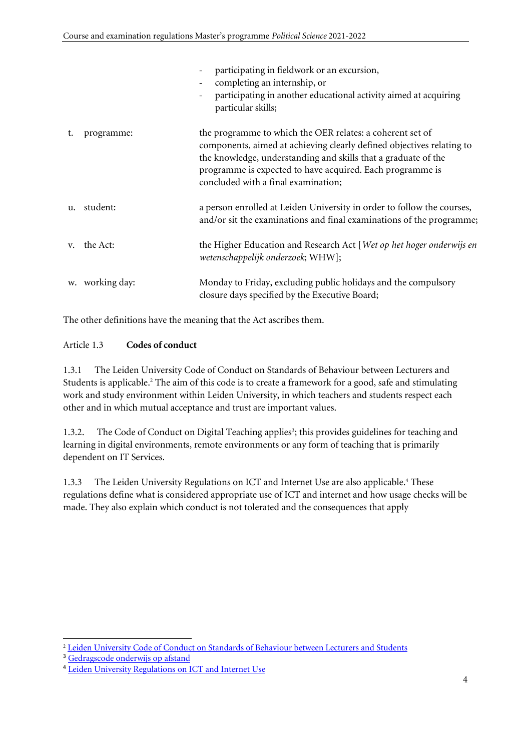- participating in fieldwork or an excursion,
- completing an internship, or
- participating in another educational activity aimed at acquiring particular skills;

t. programme: the programme to which the OER relates: a coherent set of components, aimed at achieving clearly defined objectives relating to the knowledge, understanding and skills that a graduate of the programme is expected to have acquired. Each programme is concluded with a final examination;

u. student: a person enrolled at Leiden University in order to follow the courses, and/or sit the examinations and final examinations of the programme;

v. the Act: the Higher Education and Research Act [*Wet op het hoger onderwijs en wetenschappelijk onderzoek*; WHW];

w. working day: Monday to Friday, excluding public holidays and the compulsory closure days specified by the Executive Board;

The other definitions have the meaning that the Act ascribes them.

Article 1.3 **Codes of conduct**

1.3.1 The Leiden University Code of Conduct on Standards of Behaviour between Lecturers and Students is applicable.[2] The aim of this code is to create a framework for a good, safe and stimulating work and study environment within Leiden University, in which teachers and students respect each other and in which mutual acceptance and trust are important values.

1.3.2. The Code of Conduct on Digital Teaching applies[3]; this provides guidelines for teaching and learning in digital environments, remote environments or any form of teaching that is primarily dependent on IT Services.

1.3.3 The Leiden University Regulations on ICT and Internet Use are also applicable.[4] These regulations define what is considered appropriate use of ICT and internet and how usage checks will be made. They also explain which conduct is not tolerated and the consequences that apply

---

[2] Leiden University Code of Conduct on Standards of Behaviour between Lecturers and Students

[3] Gedragscode onderwijs op afstand

[4] Leiden University Regulations on ICT and Internet Use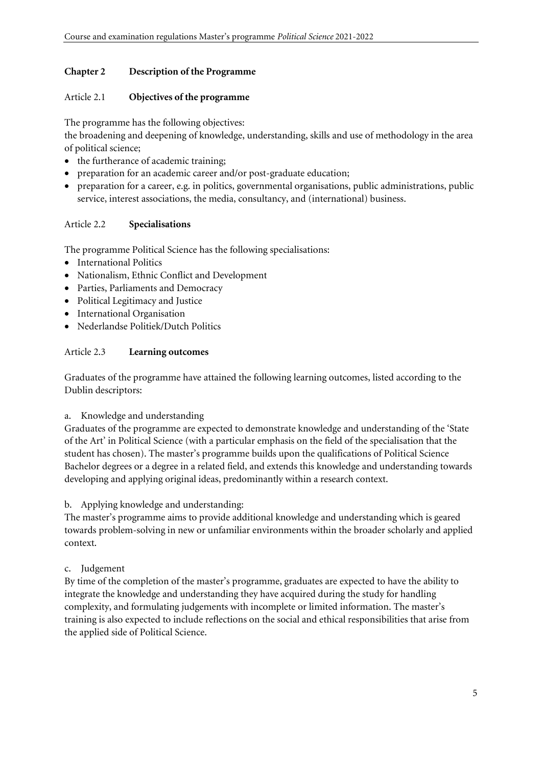## Chapter 2 Description of the Programme

### Article 2.1 **Objectives of the programme**

The programme has the following objectives:

the broadening and deepening of knowledge, understanding, skills and use of methodology in the area of political science;

- the furtherance of academic training;
- preparation for an academic career and/or post-graduate education;
- preparation for a career, e.g. in politics, governmental organisations, public administrations, public service, interest associations, the media, consultancy, and (international) business.

### Article 2.2 **Specialisations**

The programme Political Science has the following specialisations:

- International Politics
- Nationalism, Ethnic Conflict and Development
- Parties, Parliaments and Democracy
- Political Legitimacy and Justice
- International Organisation
- Nederlandse Politiek/Dutch Politics

### Article 2.3 **Learning outcomes**

Graduates of the programme have attained the following learning outcomes, listed according to the Dublin descriptors:

a. Knowledge and understanding

Graduates of the programme are expected to demonstrate knowledge and understanding of the 'State of the Art' in Political Science (with a particular emphasis on the field of the specialisation that the student has chosen). The master's programme builds upon the qualifications of Political Science Bachelor degrees or a degree in a related field, and extends this knowledge and understanding towards developing and applying original ideas, predominantly within a research context.

b. Applying knowledge and understanding:

The master's programme aims to provide additional knowledge and understanding which is geared towards problem-solving in new or unfamiliar environments within the broader scholarly and applied context.

c. Judgement

By time of the completion of the master's programme, graduates are expected to have the ability to integrate the knowledge and understanding they have acquired during the study for handling complexity, and formulating judgements with incomplete or limited information. The master's training is also expected to include reflections on the social and ethical responsibilities that arise from the applied side of Political Science.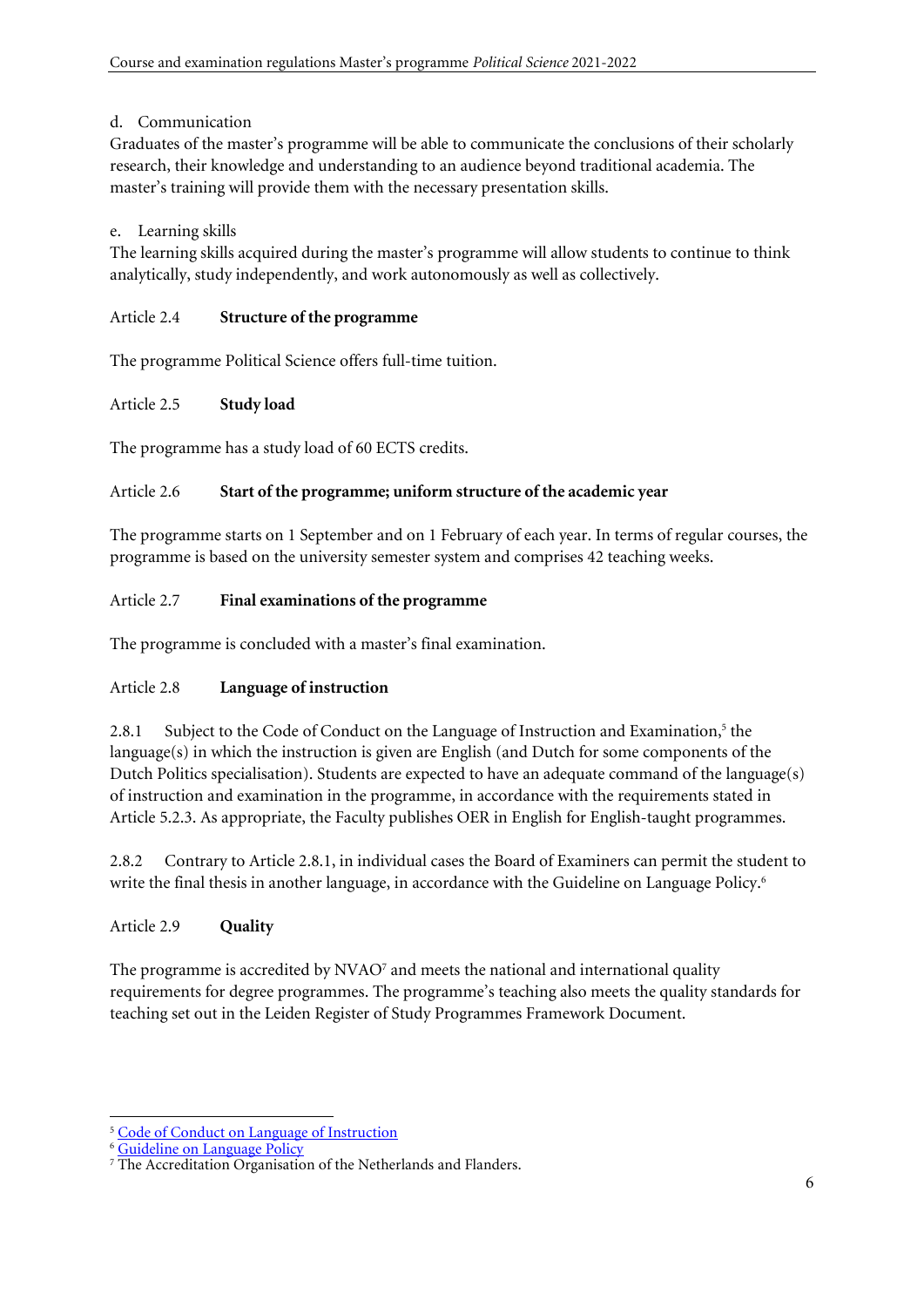d. Communication

Graduates of the master's programme will be able to communicate the conclusions of their scholarly research, their knowledge and understanding to an audience beyond traditional academia. The master's training will provide them with the necessary presentation skills.

e. Learning skills

The learning skills acquired during the master's programme will allow students to continue to think analytically, study independently, and work autonomously as well as collectively.

### Article 2.4 **Structure of the programme**

The programme Political Science offers full-time tuition.

### Article 2.5 **Study load**

The programme has a study load of 60 ECTS credits.

### Article 2.6 **Start of the programme; uniform structure of the academic year**

The programme starts on 1 September and on 1 February of each year. In terms of regular courses, the programme is based on the university semester system and comprises 42 teaching weeks.

### Article 2.7 **Final examinations of the programme**

The programme is concluded with a master's final examination.

### Article 2.8 **Language of instruction**

2.8.1 Subject to the Code of Conduct on the Language of Instruction and Examination,[5] the language(s) in which the instruction is given are English (and Dutch for some components of the Dutch Politics specialisation). Students are expected to have an adequate command of the language(s) of instruction and examination in the programme, in accordance with the requirements stated in Article 5.2.3. As appropriate, the Faculty publishes OER in English for English-taught programmes.

2.8.2 Contrary to Article 2.8.1, in individual cases the Board of Examiners can permit the student to write the final thesis in another language, in accordance with the Guideline on Language Policy.[6]

### Article 2.9 **Quality**

The programme is accredited by NVAO[7] and meets the national and international quality requirements for degree programmes. The programme's teaching also meets the quality standards for teaching set out in the Leiden Register of Study Programmes Framework Document.

---

[5] Code of Conduct on Language of Instruction

[6] Guideline on Language Policy

[7] The Accreditation Organisation of the Netherlands and Flanders.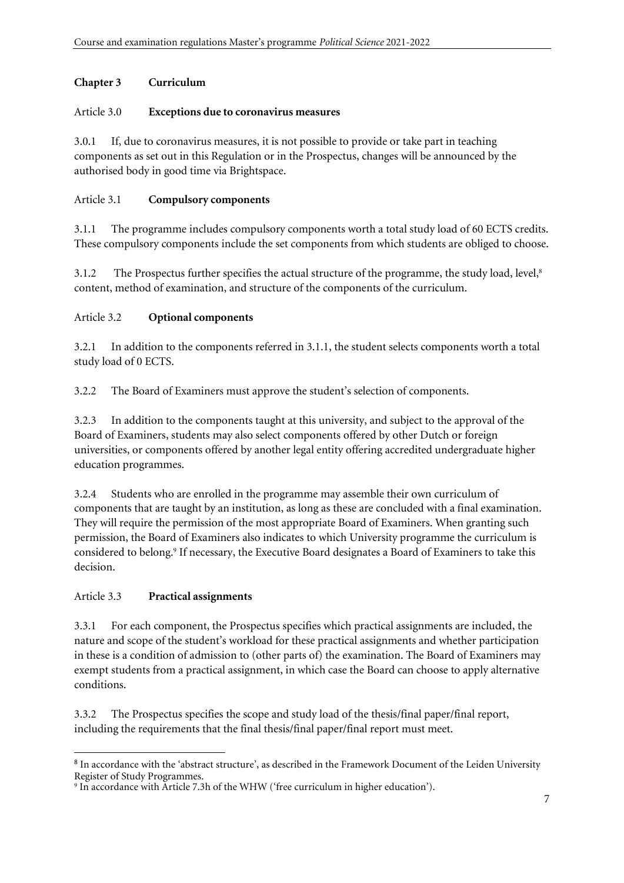## Chapter 3 Curriculum

### Article 3.0 **Exceptions due to coronavirus measures**

3.0.1 If, due to coronavirus measures, it is not possible to provide or take part in teaching components as set out in this Regulation or in the Prospectus, changes will be announced by the authorised body in good time via Brightspace.

### Article 3.1 **Compulsory components**

3.1.1 The programme includes compulsory components worth a total study load of 60 ECTS credits. These compulsory components include the set components from which students are obliged to choose.

3.1.2 The Prospectus further specifies the actual structure of the programme, the study load, level,[8] content, method of examination, and structure of the components of the curriculum.

### Article 3.2 **Optional components**

3.2.1 In addition to the components referred in 3.1.1, the student selects components worth a total study load of 0 ECTS.

3.2.2 The Board of Examiners must approve the student's selection of components.

3.2.3 In addition to the components taught at this university, and subject to the approval of the Board of Examiners, students may also select components offered by other Dutch or foreign universities, or components offered by another legal entity offering accredited undergraduate higher education programmes.

3.2.4 Students who are enrolled in the programme may assemble their own curriculum of components that are taught by an institution, as long as these are concluded with a final examination. They will require the permission of the most appropriate Board of Examiners. When granting such permission, the Board of Examiners also indicates to which University programme the curriculum is considered to belong.[9] If necessary, the Executive Board designates a Board of Examiners to take this decision.

### Article 3.3 **Practical assignments**

3.3.1 For each component, the Prospectus specifies which practical assignments are included, the nature and scope of the student's workload for these practical assignments and whether participation in these is a condition of admission to (other parts of) the examination. The Board of Examiners may exempt students from a practical assignment, in which case the Board can choose to apply alternative conditions.

3.3.2 The Prospectus specifies the scope and study load of the thesis/final paper/final report, including the requirements that the final thesis/final paper/final report must meet.

---

[8] In accordance with the 'abstract structure', as described in the Framework Document of the Leiden University Register of Study Programmes.

[9] In accordance with Article 7.3h of the WHW ('free curriculum in higher education').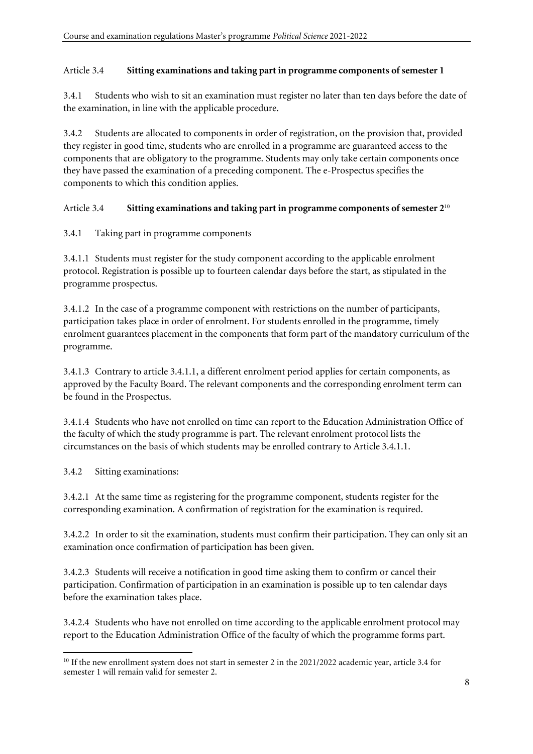## Article 3.4 **Sitting examinations and taking part in programme components of semester 1**

3.4.1 Students who wish to sit an examination must register no later than ten days before the date of the examination, in line with the applicable procedure.

3.4.2 Students are allocated to components in order of registration, on the provision that, provided they register in good time, students who are enrolled in a programme are guaranteed access to the components that are obligatory to the programme. Students may only take certain components once they have passed the examination of a preceding component. The e-Prospectus specifies the components to which this condition applies.

## Article 3.4 **Sitting examinations and taking part in programme components of semester 2**[10]

3.4.1 Taking part in programme components

3.4.1.1 Students must register for the study component according to the applicable enrolment protocol. Registration is possible up to fourteen calendar days before the start, as stipulated in the programme prospectus.

3.4.1.2 In the case of a programme component with restrictions on the number of participants, participation takes place in order of enrolment. For students enrolled in the programme, timely enrolment guarantees placement in the components that form part of the mandatory curriculum of the programme.

3.4.1.3 Contrary to article 3.4.1.1, a different enrolment period applies for certain components, as approved by the Faculty Board. The relevant components and the corresponding enrolment term can be found in the Prospectus.

3.4.1.4 Students who have not enrolled on time can report to the Education Administration Office of the faculty of which the study programme is part. The relevant enrolment protocol lists the circumstances on the basis of which students may be enrolled contrary to Article 3.4.1.1.

3.4.2 Sitting examinations:

3.4.2.1 At the same time as registering for the programme component, students register for the corresponding examination. A confirmation of registration for the examination is required.

3.4.2.2 In order to sit the examination, students must confirm their participation. They can only sit an examination once confirmation of participation has been given.

3.4.2.3 Students will receive a notification in good time asking them to confirm or cancel their participation. Confirmation of participation in an examination is possible up to ten calendar days before the examination takes place.

3.4.2.4 Students who have not enrolled on time according to the applicable enrolment protocol may report to the Education Administration Office of the faculty of which the programme forms part.

---

[10] If the new enrollment system does not start in semester 2 in the 2021/2022 academic year, article 3.4 for semester 1 will remain valid for semester 2.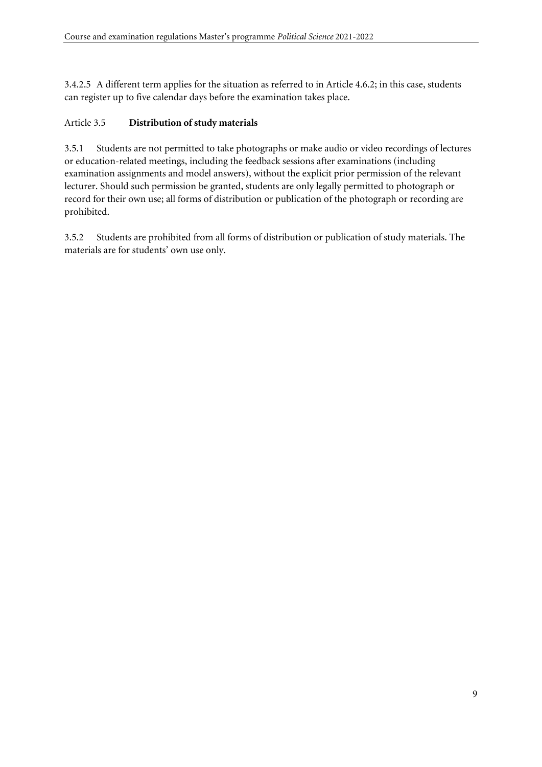3.4.2.5 A different term applies for the situation as referred to in Article 4.6.2; in this case, students can register up to five calendar days before the examination takes place.

### Article 3.5 **Distribution of study materials**

3.5.1 Students are not permitted to take photographs or make audio or video recordings of lectures or education-related meetings, including the feedback sessions after examinations (including examination assignments and model answers), without the explicit prior permission of the relevant lecturer. Should such permission be granted, students are only legally permitted to photograph or record for their own use; all forms of distribution or publication of the photograph or recording are prohibited.

3.5.2 Students are prohibited from all forms of distribution or publication of study materials. The materials are for students' own use only.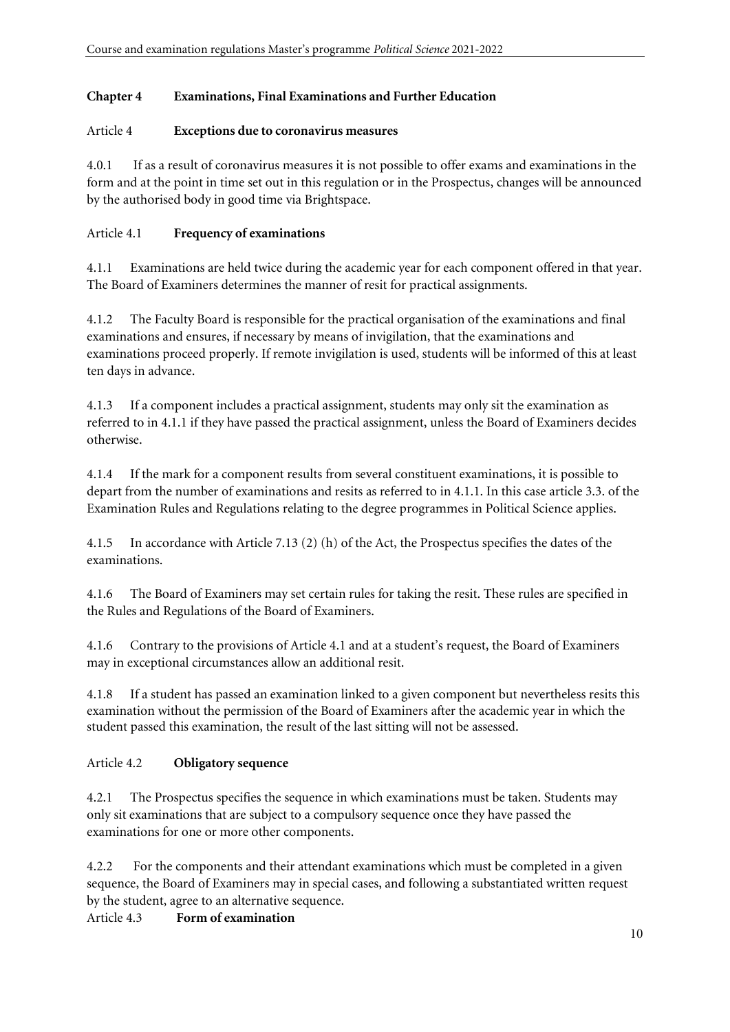## Chapter 4 Examinations, Final Examinations and Further Education

### Article 4 Exceptions due to coronavirus measures

4.0.1 If as a result of coronavirus measures it is not possible to offer exams and examinations in the form and at the point in time set out in this regulation or in the Prospectus, changes will be announced by the authorised body in good time via Brightspace.

### Article 4.1 Frequency of examinations

4.1.1 Examinations are held twice during the academic year for each component offered in that year. The Board of Examiners determines the manner of resit for practical assignments.

4.1.2 The Faculty Board is responsible for the practical organisation of the examinations and final examinations and ensures, if necessary by means of invigilation, that the examinations and examinations proceed properly. If remote invigilation is used, students will be informed of this at least ten days in advance.

4.1.3 If a component includes a practical assignment, students may only sit the examination as referred to in 4.1.1 if they have passed the practical assignment, unless the Board of Examiners decides otherwise.

4.1.4 If the mark for a component results from several constituent examinations, it is possible to depart from the number of examinations and resits as referred to in 4.1.1. In this case article 3.3. of the Examination Rules and Regulations relating to the degree programmes in Political Science applies.

4.1.5 In accordance with Article 7.13 (2) (h) of the Act, the Prospectus specifies the dates of the examinations.

4.1.6 The Board of Examiners may set certain rules for taking the resit. These rules are specified in the Rules and Regulations of the Board of Examiners.

4.1.6 Contrary to the provisions of Article 4.1 and at a student's request, the Board of Examiners may in exceptional circumstances allow an additional resit.

4.1.8 If a student has passed an examination linked to a given component but nevertheless resits this examination without the permission of the Board of Examiners after the academic year in which the student passed this examination, the result of the last sitting will not be assessed.

### Article 4.2 Obligatory sequence

4.2.1 The Prospectus specifies the sequence in which examinations must be taken. Students may only sit examinations that are subject to a compulsory sequence once they have passed the examinations for one or more other components.

4.2.2 For the components and their attendant examinations which must be completed in a given sequence, the Board of Examiners may in special cases, and following a substantiated written request by the student, agree to an alternative sequence.

### Article 4.3 Form of examination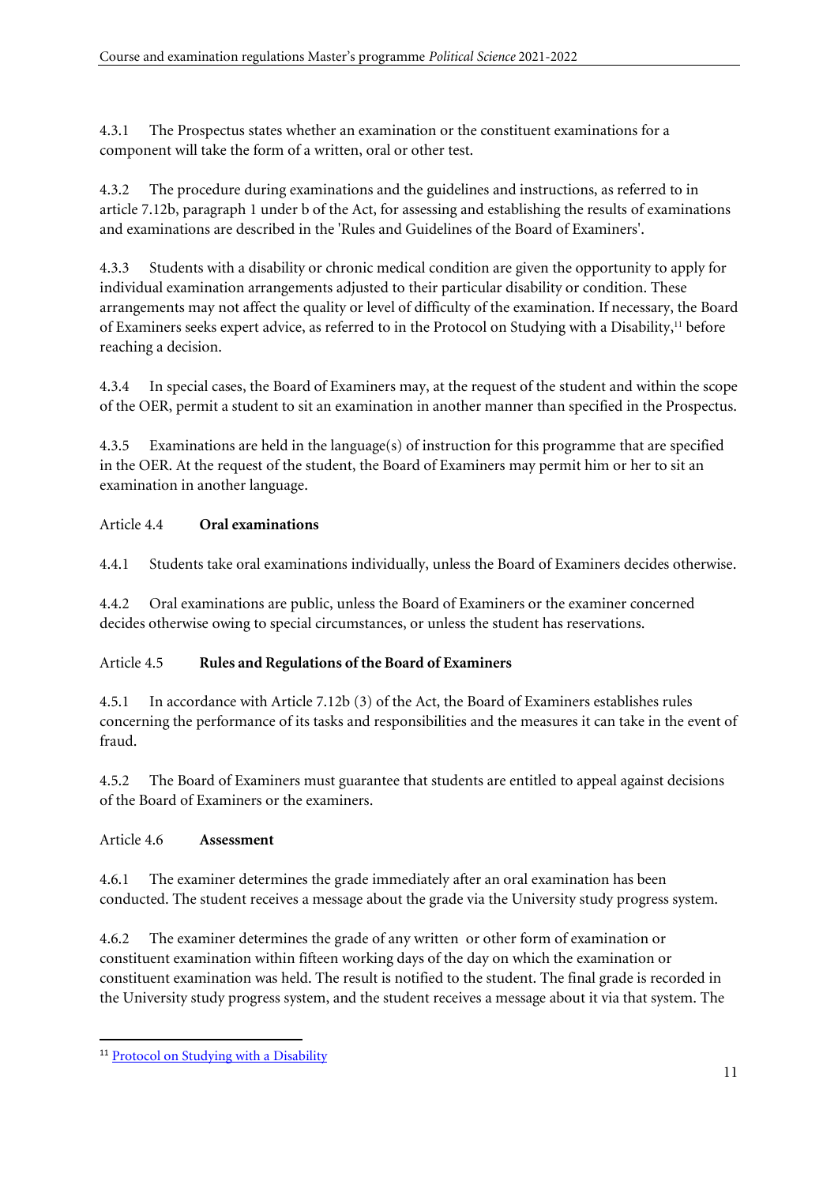4.3.1 The Prospectus states whether an examination or the constituent examinations for a component will take the form of a written, oral or other test.

4.3.2 The procedure during examinations and the guidelines and instructions, as referred to in article 7.12b, paragraph 1 under b of the Act, for assessing and establishing the results of examinations and examinations are described in the 'Rules and Guidelines of the Board of Examiners'.

4.3.3 Students with a disability or chronic medical condition are given the opportunity to apply for individual examination arrangements adjusted to their particular disability or condition. These arrangements may not affect the quality or level of difficulty of the examination. If necessary, the Board of Examiners seeks expert advice, as referred to in the Protocol on Studying with a Disability,[11] before reaching a decision.

4.3.4 In special cases, the Board of Examiners may, at the request of the student and within the scope of the OER, permit a student to sit an examination in another manner than specified in the Prospectus.

4.3.5 Examinations are held in the language(s) of instruction for this programme that are specified in the OER. At the request of the student, the Board of Examiners may permit him or her to sit an examination in another language.

Article 4.4 **Oral examinations**

4.4.1 Students take oral examinations individually, unless the Board of Examiners decides otherwise.

4.4.2 Oral examinations are public, unless the Board of Examiners or the examiner concerned decides otherwise owing to special circumstances, or unless the student has reservations.

Article 4.5 **Rules and Regulations of the Board of Examiners**

4.5.1 In accordance with Article 7.12b (3) of the Act, the Board of Examiners establishes rules concerning the performance of its tasks and responsibilities and the measures it can take in the event of fraud.

4.5.2 The Board of Examiners must guarantee that students are entitled to appeal against decisions of the Board of Examiners or the examiners.

Article 4.6 **Assessment**

4.6.1 The examiner determines the grade immediately after an oral examination has been conducted. The student receives a message about the grade via the University study progress system.

4.6.2 The examiner determines the grade of any written or other form of examination or constituent examination within fifteen working days of the day on which the examination or constituent examination was held. The result is notified to the student. The final grade is recorded in the University study progress system, and the student receives a message about it via that system. The

[11] Protocol on Studying with a Disability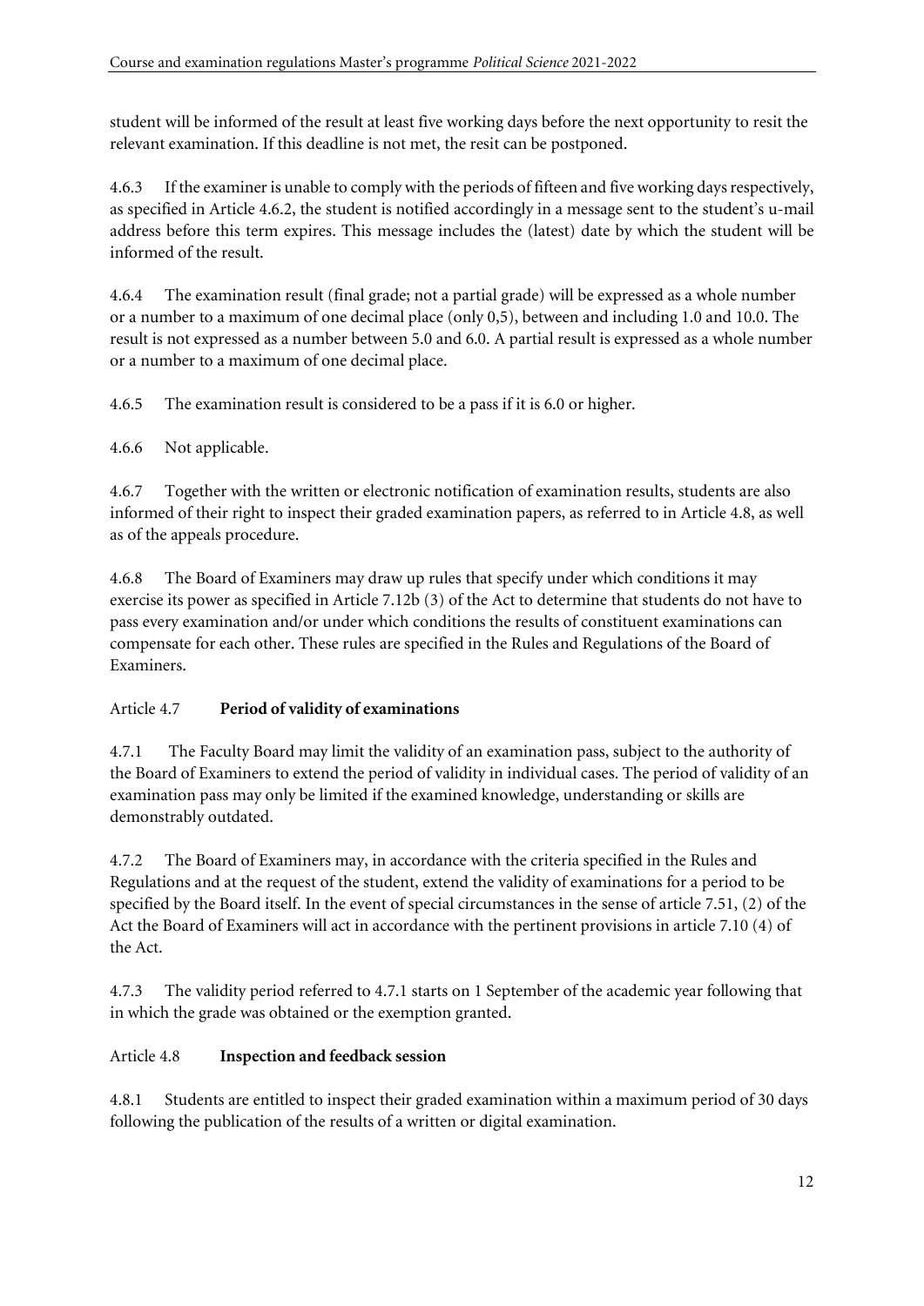student will be informed of the result at least five working days before the next opportunity to resit the relevant examination. If this deadline is not met, the resit can be postponed.

4.6.3 If the examiner is unable to comply with the periods of fifteen and five working days respectively, as specified in Article 4.6.2, the student is notified accordingly in a message sent to the student's u-mail address before this term expires. This message includes the (latest) date by which the student will be informed of the result.

4.6.4 The examination result (final grade; not a partial grade) will be expressed as a whole number or a number to a maximum of one decimal place (only 0,5), between and including 1.0 and 10.0. The result is not expressed as a number between 5.0 and 6.0. A partial result is expressed as a whole number or a number to a maximum of one decimal place.

4.6.5 The examination result is considered to be a pass if it is 6.0 or higher.

4.6.6 Not applicable.

4.6.7 Together with the written or electronic notification of examination results, students are also informed of their right to inspect their graded examination papers, as referred to in Article 4.8, as well as of the appeals procedure.

4.6.8 The Board of Examiners may draw up rules that specify under which conditions it may exercise its power as specified in Article 7.12b (3) of the Act to determine that students do not have to pass every examination and/or under which conditions the results of constituent examinations can compensate for each other. These rules are specified in the Rules and Regulations of the Board of Examiners.

### Article 4.7 **Period of validity of examinations**

4.7.1 The Faculty Board may limit the validity of an examination pass, subject to the authority of the Board of Examiners to extend the period of validity in individual cases. The period of validity of an examination pass may only be limited if the examined knowledge, understanding or skills are demonstrably outdated.

4.7.2 The Board of Examiners may, in accordance with the criteria specified in the Rules and Regulations and at the request of the student, extend the validity of examinations for a period to be specified by the Board itself. In the event of special circumstances in the sense of article 7.51, (2) of the Act the Board of Examiners will act in accordance with the pertinent provisions in article 7.10 (4) of the Act.

4.7.3 The validity period referred to 4.7.1 starts on 1 September of the academic year following that in which the grade was obtained or the exemption granted.

### Article 4.8 **Inspection and feedback session**

4.8.1 Students are entitled to inspect their graded examination within a maximum period of 30 days following the publication of the results of a written or digital examination.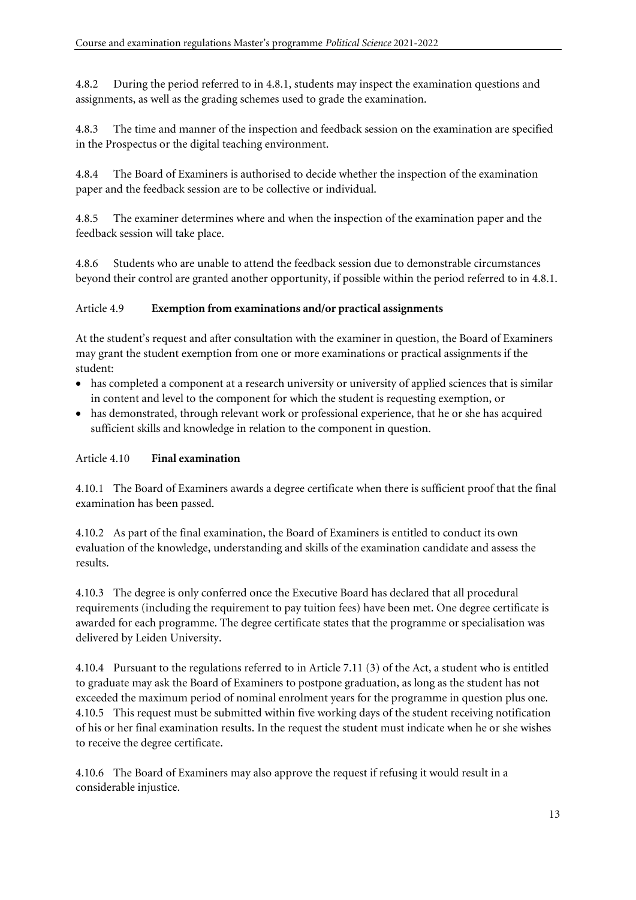4.8.2 During the period referred to in 4.8.1, students may inspect the examination questions and assignments, as well as the grading schemes used to grade the examination.

4.8.3 The time and manner of the inspection and feedback session on the examination are specified in the Prospectus or the digital teaching environment.

4.8.4 The Board of Examiners is authorised to decide whether the inspection of the examination paper and the feedback session are to be collective or individual.

4.8.5 The examiner determines where and when the inspection of the examination paper and the feedback session will take place.

4.8.6 Students who are unable to attend the feedback session due to demonstrable circumstances beyond their control are granted another opportunity, if possible within the period referred to in 4.8.1.

### Article 4.9 **Exemption from examinations and/or practical assignments**

At the student's request and after consultation with the examiner in question, the Board of Examiners may grant the student exemption from one or more examinations or practical assignments if the student:

- has completed a component at a research university or university of applied sciences that is similar in content and level to the component for which the student is requesting exemption, or
- has demonstrated, through relevant work or professional experience, that he or she has acquired sufficient skills and knowledge in relation to the component in question.

### Article 4.10 **Final examination**

4.10.1 The Board of Examiners awards a degree certificate when there is sufficient proof that the final examination has been passed.

4.10.2 As part of the final examination, the Board of Examiners is entitled to conduct its own evaluation of the knowledge, understanding and skills of the examination candidate and assess the results.

4.10.3 The degree is only conferred once the Executive Board has declared that all procedural requirements (including the requirement to pay tuition fees) have been met. One degree certificate is awarded for each programme. The degree certificate states that the programme or specialisation was delivered by Leiden University.

4.10.4 Pursuant to the regulations referred to in Article 7.11 (3) of the Act, a student who is entitled to graduate may ask the Board of Examiners to postpone graduation, as long as the student has not exceeded the maximum period of nominal enrolment years for the programme in question plus one.

4.10.5 This request must be submitted within five working days of the student receiving notification of his or her final examination results. In the request the student must indicate when he or she wishes to receive the degree certificate.

4.10.6 The Board of Examiners may also approve the request if refusing it would result in a considerable injustice.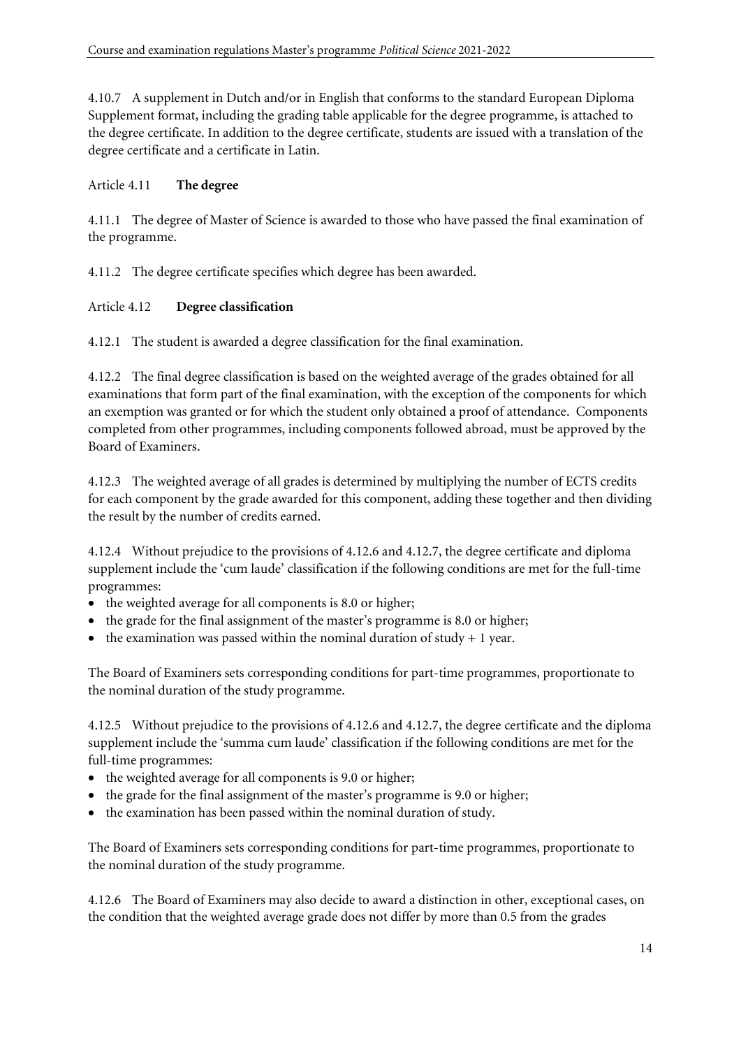4.10.7 A supplement in Dutch and/or in English that conforms to the standard European Diploma Supplement format, including the grading table applicable for the degree programme, is attached to the degree certificate. In addition to the degree certificate, students are issued with a translation of the degree certificate and a certificate in Latin.

## Article 4.11 **The degree**

4.11.1 The degree of Master of Science is awarded to those who have passed the final examination of the programme.

4.11.2 The degree certificate specifies which degree has been awarded.

## Article 4.12 **Degree classification**

4.12.1 The student is awarded a degree classification for the final examination.

4.12.2 The final degree classification is based on the weighted average of the grades obtained for all examinations that form part of the final examination, with the exception of the components for which an exemption was granted or for which the student only obtained a proof of attendance. Components completed from other programmes, including components followed abroad, must be approved by the Board of Examiners.

4.12.3 The weighted average of all grades is determined by multiplying the number of ECTS credits for each component by the grade awarded for this component, adding these together and then dividing the result by the number of credits earned.

4.12.4 Without prejudice to the provisions of 4.12.6 and 4.12.7, the degree certificate and diploma supplement include the 'cum laude' classification if the following conditions are met for the full-time programmes:

- the weighted average for all components is 8.0 or higher;
- the grade for the final assignment of the master's programme is 8.0 or higher;
- the examination was passed within the nominal duration of study + 1 year.

The Board of Examiners sets corresponding conditions for part-time programmes, proportionate to the nominal duration of the study programme.

4.12.5 Without prejudice to the provisions of 4.12.6 and 4.12.7, the degree certificate and the diploma supplement include the 'summa cum laude' classification if the following conditions are met for the full-time programmes:

- the weighted average for all components is 9.0 or higher;
- the grade for the final assignment of the master's programme is 9.0 or higher;
- the examination has been passed within the nominal duration of study.

The Board of Examiners sets corresponding conditions for part-time programmes, proportionate to the nominal duration of the study programme.

4.12.6 The Board of Examiners may also decide to award a distinction in other, exceptional cases, on the condition that the weighted average grade does not differ by more than 0.5 from the grades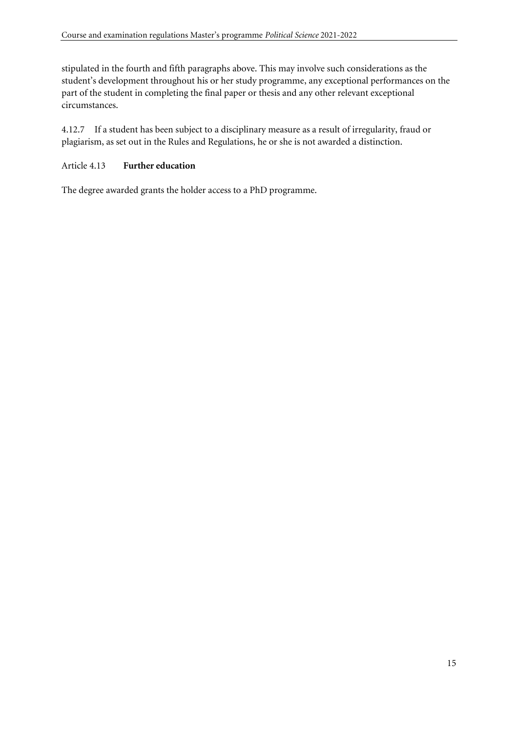stipulated in the fourth and fifth paragraphs above. This may involve such considerations as the student's development throughout his or her study programme, any exceptional performances on the part of the student in completing the final paper or thesis and any other relevant exceptional circumstances.

4.12.7 If a student has been subject to a disciplinary measure as a result of irregularity, fraud or plagiarism, as set out in the Rules and Regulations, he or she is not awarded a distinction.

### Article 4.13 **Further education**

The degree awarded grants the holder access to a PhD programme.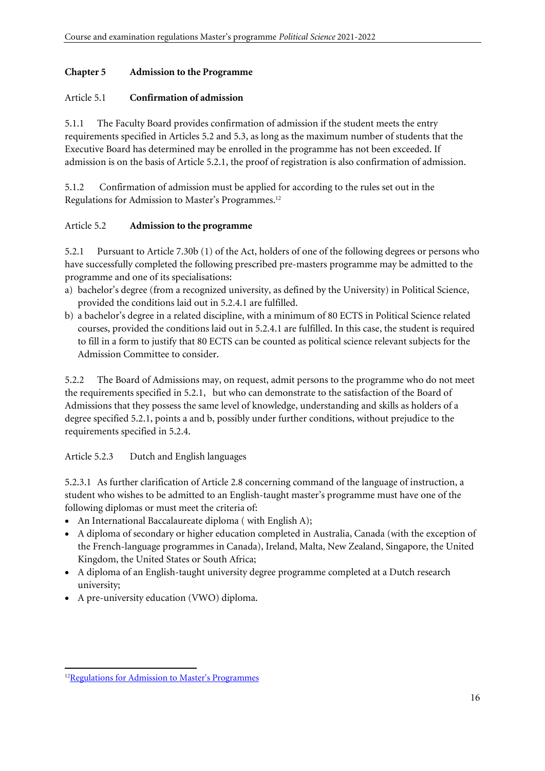## Chapter 5 Admission to the Programme

### Article 5.1 Confirmation of admission

5.1.1 The Faculty Board provides confirmation of admission if the student meets the entry requirements specified in Articles 5.2 and 5.3, as long as the maximum number of students that the Executive Board has determined may be enrolled in the programme has not been exceeded. If admission is on the basis of Article 5.2.1, the proof of registration is also confirmation of admission.

5.1.2 Confirmation of admission must be applied for according to the rules set out in the Regulations for Admission to Master's Programmes.[12]

### Article 5.2 Admission to the programme

5.2.1 Pursuant to Article 7.30b (1) of the Act, holders of one of the following degrees or persons who have successfully completed the following prescribed pre-masters programme may be admitted to the programme and one of its specialisations:

a) bachelor's degree (from a recognized university, as defined by the University) in Political Science, provided the conditions laid out in 5.2.4.1 are fulfilled.
b) a bachelor's degree in a related discipline, with a minimum of 80 ECTS in Political Science related courses, provided the conditions laid out in 5.2.4.1 are fulfilled. In this case, the student is required to fill in a form to justify that 80 ECTS can be counted as political science relevant subjects for the Admission Committee to consider.

5.2.2 The Board of Admissions may, on request, admit persons to the programme who do not meet the requirements specified in 5.2.1, but who can demonstrate to the satisfaction of the Board of Admissions that they possess the same level of knowledge, understanding and skills as holders of a degree specified 5.2.1, points a and b, possibly under further conditions, without prejudice to the requirements specified in 5.2.4.

### Article 5.2.3 Dutch and English languages

5.2.3.1 As further clarification of Article 2.8 concerning command of the language of instruction, a student who wishes to be admitted to an English-taught master's programme must have one of the following diplomas or must meet the criteria of:

- An International Baccalaureate diploma ( with English A);
- A diploma of secondary or higher education completed in Australia, Canada (with the exception of the French-language programmes in Canada), Ireland, Malta, New Zealand, Singapore, the United Kingdom, the United States or South Africa;
- A diploma of an English-taught university degree programme completed at a Dutch research university;
- A pre-university education (VWO) diploma.

---

[12] Regulations for Admission to Master's Programmes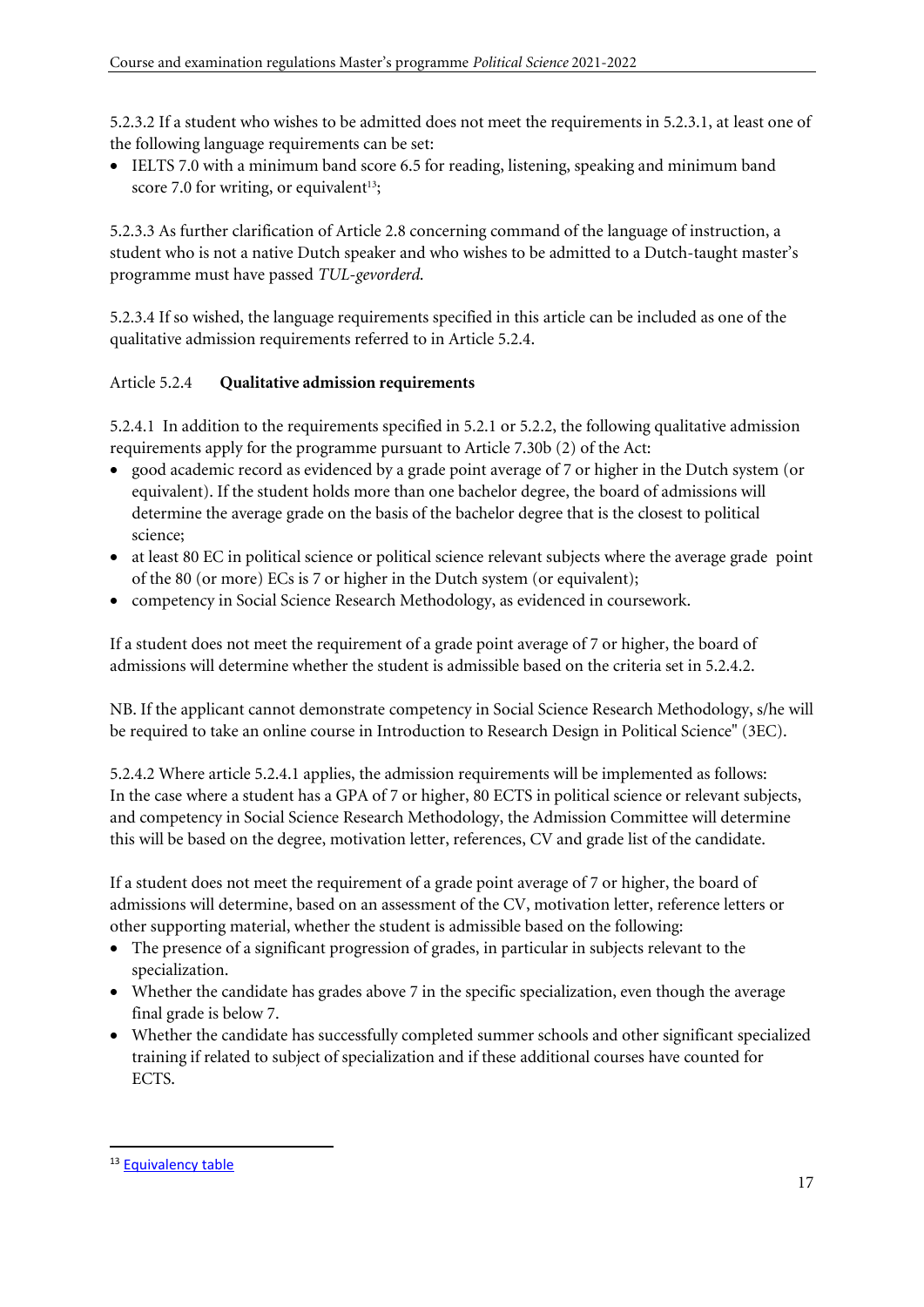5.2.3.2 If a student who wishes to be admitted does not meet the requirements in 5.2.3.1, at least one of the following language requirements can be set:

- IELTS 7.0 with a minimum band score 6.5 for reading, listening, speaking and minimum band score 7.0 for writing, or equivalent[13];

5.2.3.3 As further clarification of Article 2.8 concerning command of the language of instruction, a student who is not a native Dutch speaker and who wishes to be admitted to a Dutch-taught master's programme must have passed *TUL-gevorderd*.

5.2.3.4 If so wished, the language requirements specified in this article can be included as one of the qualitative admission requirements referred to in Article 5.2.4.

### Article 5.2.4 **Qualitative admission requirements**

5.2.4.1 In addition to the requirements specified in 5.2.1 or 5.2.2, the following qualitative admission requirements apply for the programme pursuant to Article 7.30b (2) of the Act:

- good academic record as evidenced by a grade point average of 7 or higher in the Dutch system (or equivalent). If the student holds more than one bachelor degree, the board of admissions will determine the average grade on the basis of the bachelor degree that is the closest to political science;
- at least 80 EC in political science or political science relevant subjects where the average grade point of the 80 (or more) ECs is 7 or higher in the Dutch system (or equivalent);
- competency in Social Science Research Methodology, as evidenced in coursework.

If a student does not meet the requirement of a grade point average of 7 or higher, the board of admissions will determine whether the student is admissible based on the criteria set in 5.2.4.2.

NB. If the applicant cannot demonstrate competency in Social Science Research Methodology, s/he will be required to take an online course in Introduction to Research Design in Political Science" (3EC).

5.2.4.2 Where article 5.2.4.1 applies, the admission requirements will be implemented as follows:
In the case where a student has a GPA of 7 or higher, 80 ECTS in political science or relevant subjects, and competency in Social Science Research Methodology, the Admission Committee will determine this will be based on the degree, motivation letter, references, CV and grade list of the candidate.

If a student does not meet the requirement of a grade point average of 7 or higher, the board of admissions will determine, based on an assessment of the CV, motivation letter, reference letters or other supporting material, whether the student is admissible based on the following:

- The presence of a significant progression of grades, in particular in subjects relevant to the specialization.
- Whether the candidate has grades above 7 in the specific specialization, even though the average final grade is below 7.
- Whether the candidate has successfully completed summer schools and other significant specialized training if related to subject of specialization and if these additional courses have counted for ECTS.

---

[13] Equivalency table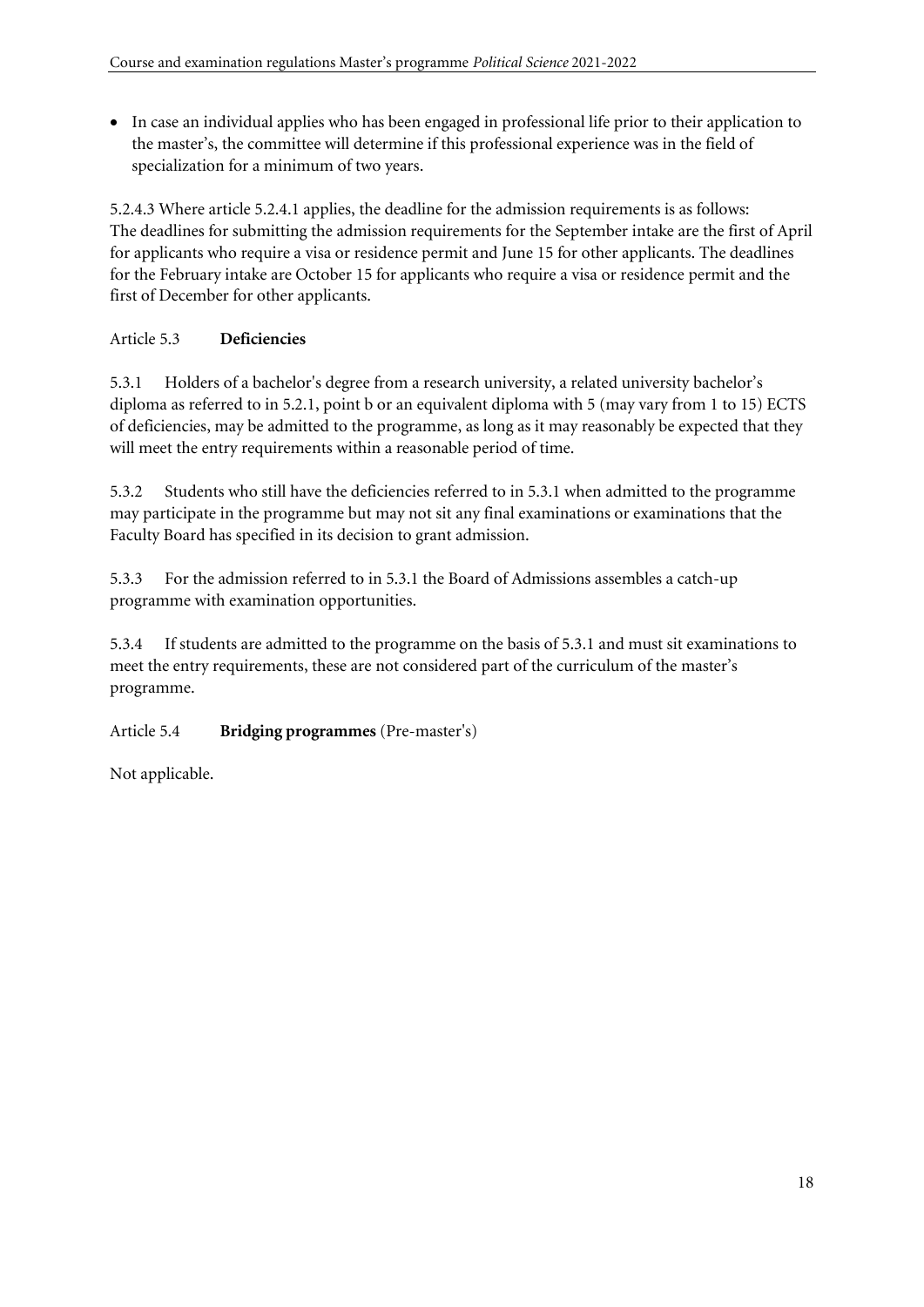- In case an individual applies who has been engaged in professional life prior to their application to the master's, the committee will determine if this professional experience was in the field of specialization for a minimum of two years.

5.2.4.3 Where article 5.2.4.1 applies, the deadline for the admission requirements is as follows:
The deadlines for submitting the admission requirements for the September intake are the first of April for applicants who require a visa or residence permit and June 15 for other applicants. The deadlines for the February intake are October 15 for applicants who require a visa or residence permit and the first of December for other applicants.

## Article 5.3 **Deficiencies**

5.3.1 Holders of a bachelor's degree from a research university, a related university bachelor's diploma as referred to in 5.2.1, point b or an equivalent diploma with 5 (may vary from 1 to 15) ECTS of deficiencies, may be admitted to the programme, as long as it may reasonably be expected that they will meet the entry requirements within a reasonable period of time.

5.3.2 Students who still have the deficiencies referred to in 5.3.1 when admitted to the programme may participate in the programme but may not sit any final examinations or examinations that the Faculty Board has specified in its decision to grant admission.

5.3.3 For the admission referred to in 5.3.1 the Board of Admissions assembles a catch-up programme with examination opportunities.

5.3.4 If students are admitted to the programme on the basis of 5.3.1 and must sit examinations to meet the entry requirements, these are not considered part of the curriculum of the master's programme.

## Article 5.4 **Bridging programmes** (Pre-master's)

Not applicable.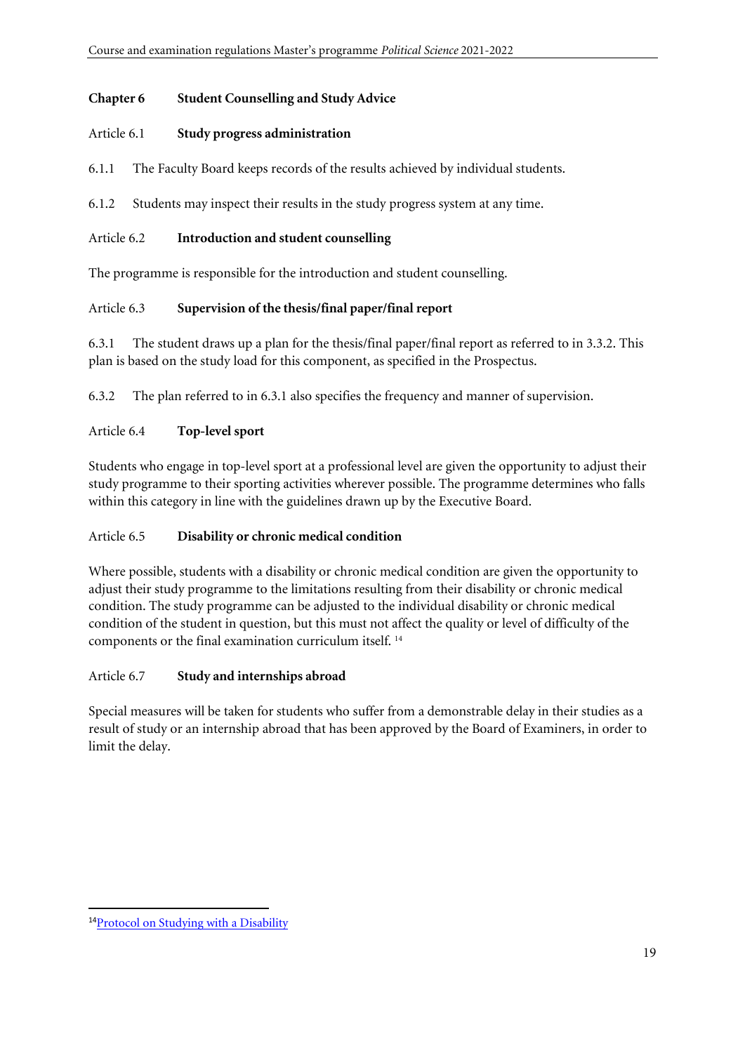## Chapter 6 Student Counselling and Study Advice

### Article 6.1 Study progress administration

6.1.1 The Faculty Board keeps records of the results achieved by individual students.

6.1.2 Students may inspect their results in the study progress system at any time.

### Article 6.2 Introduction and student counselling

The programme is responsible for the introduction and student counselling.

### Article 6.3 Supervision of the thesis/final paper/final report

6.3.1 The student draws up a plan for the thesis/final paper/final report as referred to in 3.3.2. This plan is based on the study load for this component, as specified in the Prospectus.

6.3.2 The plan referred to in 6.3.1 also specifies the frequency and manner of supervision.

### Article 6.4 Top-level sport

Students who engage in top-level sport at a professional level are given the opportunity to adjust their study programme to their sporting activities wherever possible. The programme determines who falls within this category in line with the guidelines drawn up by the Executive Board.

### Article 6.5 Disability or chronic medical condition

Where possible, students with a disability or chronic medical condition are given the opportunity to adjust their study programme to the limitations resulting from their disability or chronic medical condition. The study programme can be adjusted to the individual disability or chronic medical condition of the student in question, but this must not affect the quality or level of difficulty of the components or the final examination curriculum itself. [14]

### Article 6.7 Study and internships abroad

Special measures will be taken for students who suffer from a demonstrable delay in their studies as a result of study or an internship abroad that has been approved by the Board of Examiners, in order to limit the delay.

---

[14] Protocol on Studying with a Disability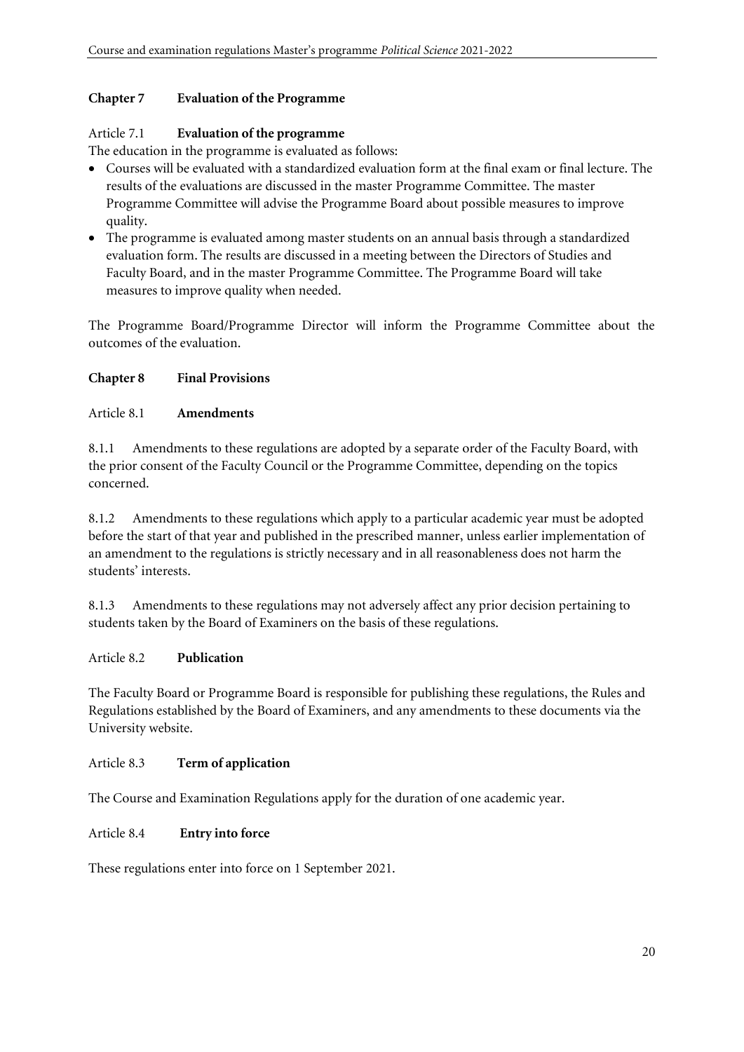## Chapter 7 Evaluation of the Programme

### Article 7.1 Evaluation of the programme

The education in the programme is evaluated as follows:

- Courses will be evaluated with a standardized evaluation form at the final exam or final lecture. The results of the evaluations are discussed in the master Programme Committee. The master Programme Committee will advise the Programme Board about possible measures to improve quality.
- The programme is evaluated among master students on an annual basis through a standardized evaluation form. The results are discussed in a meeting between the Directors of Studies and Faculty Board, and in the master Programme Committee. The Programme Board will take measures to improve quality when needed.

The Programme Board/Programme Director will inform the Programme Committee about the outcomes of the evaluation.

## Chapter 8 Final Provisions

### Article 8.1 Amendments

8.1.1 Amendments to these regulations are adopted by a separate order of the Faculty Board, with the prior consent of the Faculty Council or the Programme Committee, depending on the topics concerned.

8.1.2 Amendments to these regulations which apply to a particular academic year must be adopted before the start of that year and published in the prescribed manner, unless earlier implementation of an amendment to the regulations is strictly necessary and in all reasonableness does not harm the students' interests.

8.1.3 Amendments to these regulations may not adversely affect any prior decision pertaining to students taken by the Board of Examiners on the basis of these regulations.

### Article 8.2 Publication

The Faculty Board or Programme Board is responsible for publishing these regulations, the Rules and Regulations established by the Board of Examiners, and any amendments to these documents via the University website.

### Article 8.3 Term of application

The Course and Examination Regulations apply for the duration of one academic year.

### Article 8.4 Entry into force

These regulations enter into force on 1 September 2021.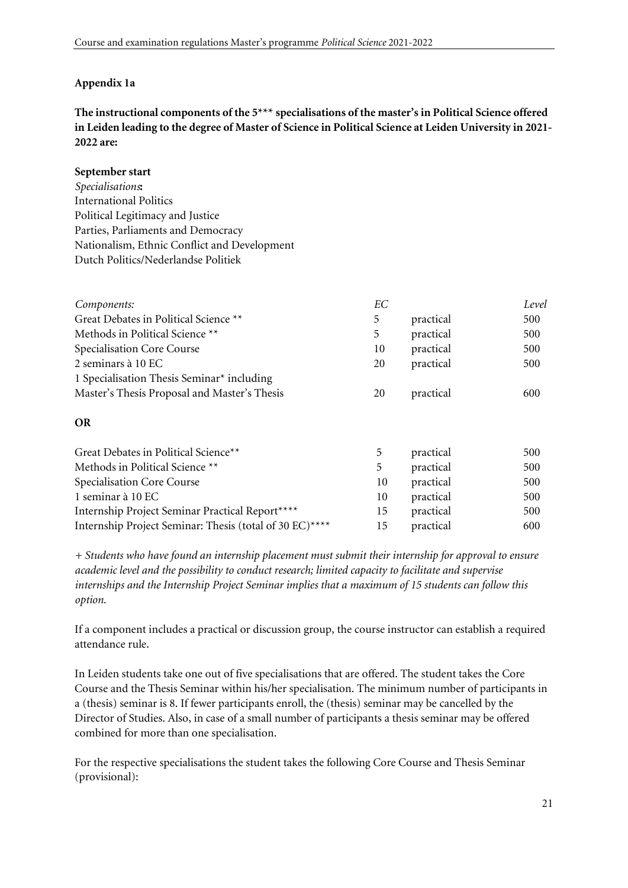**Appendix 1a**

**The instructional components of the 5*** specialisations of the master's in Political Science offered in Leiden leading to the degree of Master of Science in Political Science at Leiden University in 2021-2022 are:**

**September start**

*Specialisations***:**
International Politics
Political Legitimacy and Justice
Parties, Parliaments and Democracy
Nationalism, Ethnic Conflict and Development
Dutch Politics/Nederlandse Politiek

| *Components:* | *EC* | | *Level* |
|---|---|---|---|
| Great Debates in Political Science ** | 5 | practical | 500 |
| Methods in Political Science ** | 5 | practical | 500 |
| Specialisation Core Course | 10 | practical | 500 |
| 2 seminars à 10 EC | 20 | practical | 500 |
| 1 Specialisation Thesis Seminar* including Master's Thesis Proposal and Master's Thesis | 20 | practical | 600 |

**OR**

| Components | EC | | Level |
|---|---|---|---|
| Great Debates in Political Science** | 5 | practical | 500 |
| Methods in Political Science ** | 5 | practical | 500 |
| Specialisation Core Course | 10 | practical | 500 |
| 1 seminar à 10 EC | 10 | practical | 500 |
| Internship Project Seminar Practical Report**** | 15 | practical | 500 |
| Internship Project Seminar: Thesis (total of 30 EC)**** | 15 | practical | 600 |

*+ Students who have found an internship placement must submit their internship for approval to ensure academic level and the possibility to conduct research; limited capacity to facilitate and supervise internships and the Internship Project Seminar implies that a maximum of 15 students can follow this option.*

If a component includes a practical or discussion group, the course instructor can establish a required attendance rule.

In Leiden students take one out of five specialisations that are offered. The student takes the Core Course and the Thesis Seminar within his/her specialisation. The minimum number of participants in a (thesis) seminar is 8. If fewer participants enroll, the (thesis) seminar may be cancelled by the Director of Studies. Also, in case of a small number of participants a thesis seminar may be offered combined for more than one specialisation.

For the respective specialisations the student takes the following Core Course and Thesis Seminar (provisional):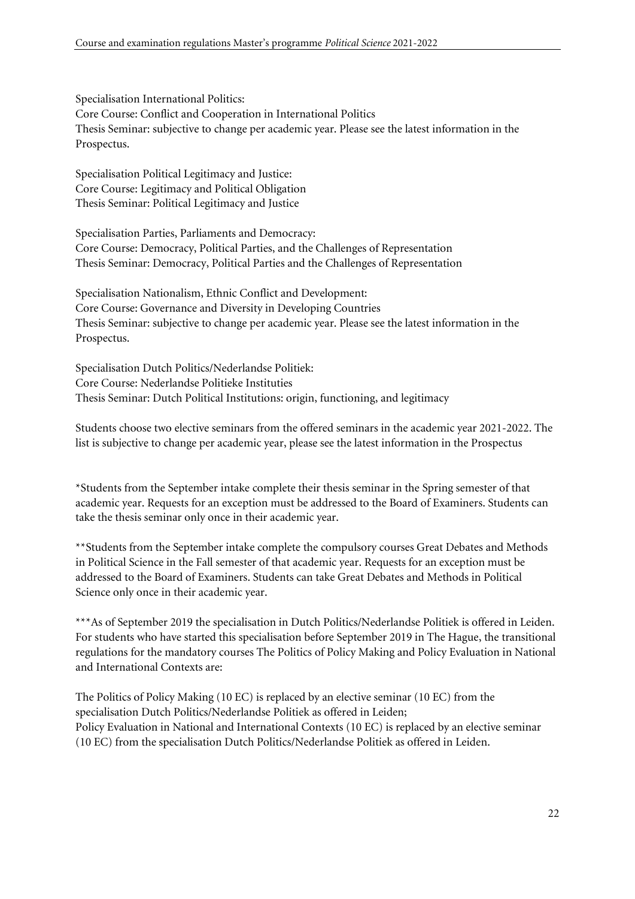Specialisation International Politics:
Core Course: Conflict and Cooperation in International Politics
Thesis Seminar: subjective to change per academic year. Please see the latest information in the Prospectus.

Specialisation Political Legitimacy and Justice:
Core Course: Legitimacy and Political Obligation
Thesis Seminar: Political Legitimacy and Justice

Specialisation Parties, Parliaments and Democracy:
Core Course: Democracy, Political Parties, and the Challenges of Representation
Thesis Seminar: Democracy, Political Parties and the Challenges of Representation

Specialisation Nationalism, Ethnic Conflict and Development:
Core Course: Governance and Diversity in Developing Countries
Thesis Seminar: subjective to change per academic year. Please see the latest information in the Prospectus.

Specialisation Dutch Politics/Nederlandse Politiek:
Core Course: Nederlandse Politieke Instituties
Thesis Seminar: Dutch Political Institutions: origin, functioning, and legitimacy

Students choose two elective seminars from the offered seminars in the academic year 2021-2022. The list is subjective to change per academic year, please see the latest information in the Prospectus

*Students from the September intake complete their thesis seminar in the Spring semester of that academic year. Requests for an exception must be addressed to the Board of Examiners. Students can take the thesis seminar only once in their academic year.

**Students from the September intake complete the compulsory courses Great Debates and Methods in Political Science in the Fall semester of that academic year. Requests for an exception must be addressed to the Board of Examiners. Students can take Great Debates and Methods in Political Science only once in their academic year.

***As of September 2019 the specialisation in Dutch Politics/Nederlandse Politiek is offered in Leiden. For students who have started this specialisation before September 2019 in The Hague, the transitional regulations for the mandatory courses The Politics of Policy Making and Policy Evaluation in National and International Contexts are:

The Politics of Policy Making (10 EC) is replaced by an elective seminar (10 EC) from the specialisation Dutch Politics/Nederlandse Politiek as offered in Leiden;
Policy Evaluation in National and International Contexts (10 EC) is replaced by an elective seminar (10 EC) from the specialisation Dutch Politics/Nederlandse Politiek as offered in Leiden.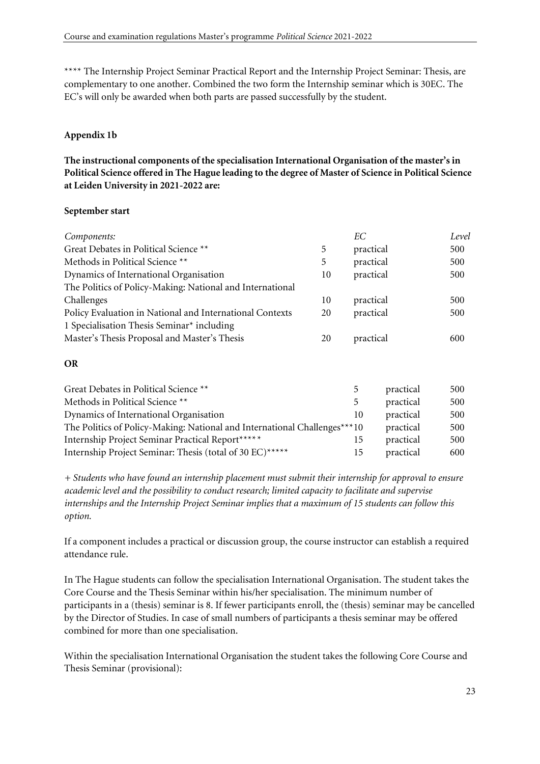**** The Internship Project Seminar Practical Report and the Internship Project Seminar: Thesis, are complementary to one another. Combined the two form the Internship seminar which is 30EC. The EC's will only be awarded when both parts are passed successfully by the student.

**Appendix 1b**

**The instructional components of the specialisation International Organisation of the master's in Political Science offered in The Hague leading to the degree of Master of Science in Political Science at Leiden University in 2021-2022 are:**

**September start**

| *Components:* | *EC* | | *Level* |
|---|---|---|---|
| Great Debates in Political Science ** | 5 | practical | 500 |
| Methods in Political Science ** | 5 | practical | 500 |
| Dynamics of International Organisation | 10 | practical | 500 |
| The Politics of Policy-Making: National and International Challenges | 10 | practical | 500 |
| Policy Evaluation in National and International Contexts | 20 | practical | 500 |
| 1 Specialisation Thesis Seminar* including Master's Thesis Proposal and Master's Thesis | 20 | practical | 600 |

**OR**

| | | | |
|---|---|---|---|
| Great Debates in Political Science ** | 5 | practical | 500 |
| Methods in Political Science ** | 5 | practical | 500 |
| Dynamics of International Organisation | 10 | practical | 500 |
| The Politics of Policy-Making: National and International Challenges*** | 10 | practical | 500 |
| Internship Project Seminar Practical Report***** | 15 | practical | 500 |
| Internship Project Seminar: Thesis (total of 30 EC)***** | 15 | practical | 600 |

*+ Students who have found an internship placement must submit their internship for approval to ensure academic level and the possibility to conduct research; limited capacity to facilitate and supervise internships and the Internship Project Seminar implies that a maximum of 15 students can follow this option.*

If a component includes a practical or discussion group, the course instructor can establish a required attendance rule.

In The Hague students can follow the specialisation International Organisation. The student takes the Core Course and the Thesis Seminar within his/her specialisation. The minimum number of participants in a (thesis) seminar is 8. If fewer participants enroll, the (thesis) seminar may be cancelled by the Director of Studies. In case of small numbers of participants a thesis seminar may be offered combined for more than one specialisation.

Within the specialisation International Organisation the student takes the following Core Course and Thesis Seminar (provisional):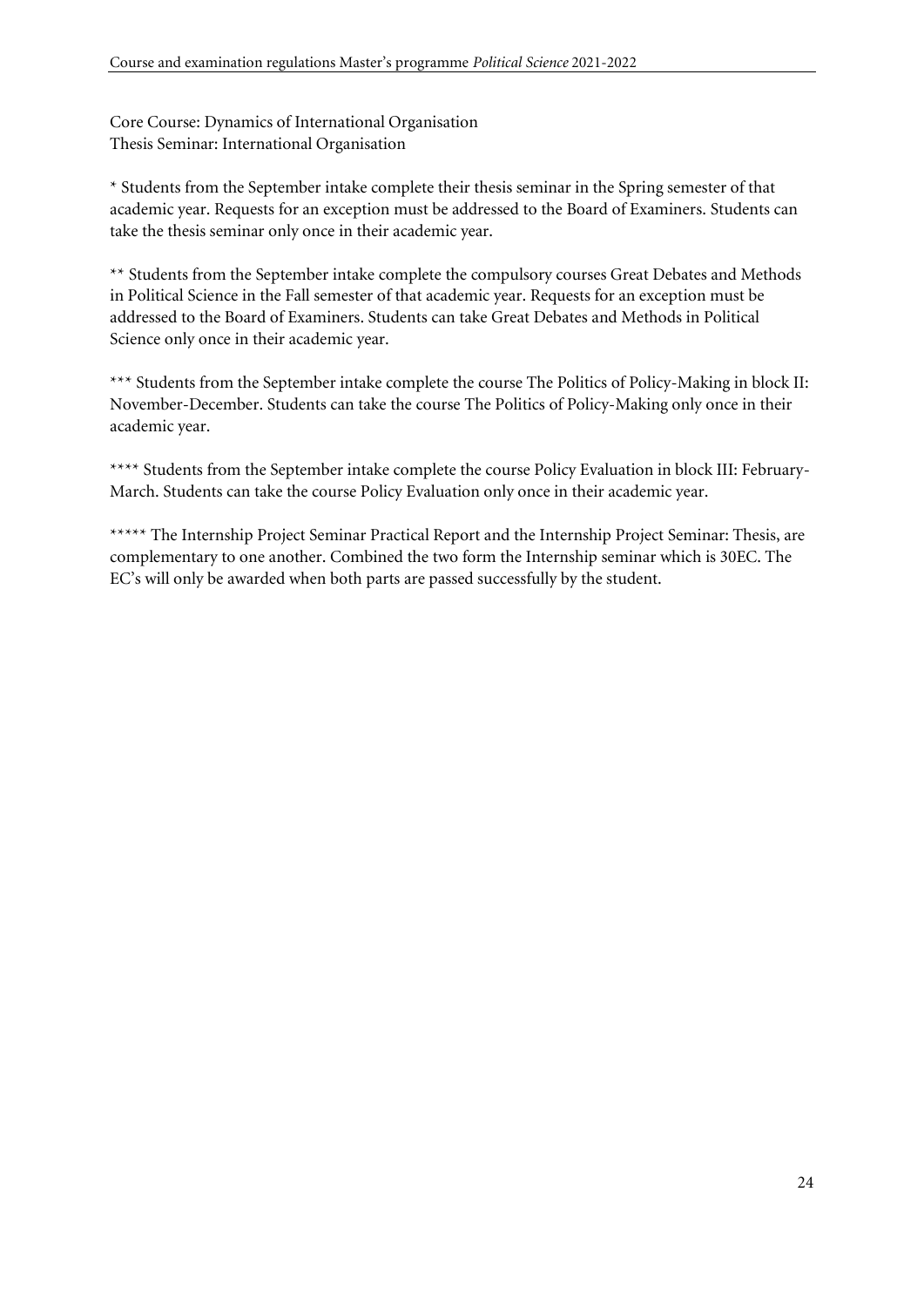Core Course: Dynamics of International Organisation
Thesis Seminar: International Organisation

* Students from the September intake complete their thesis seminar in the Spring semester of that academic year. Requests for an exception must be addressed to the Board of Examiners. Students can take the thesis seminar only once in their academic year.

** Students from the September intake complete the compulsory courses Great Debates and Methods in Political Science in the Fall semester of that academic year. Requests for an exception must be addressed to the Board of Examiners. Students can take Great Debates and Methods in Political Science only once in their academic year.

*** Students from the September intake complete the course The Politics of Policy-Making in block II: November-December. Students can take the course The Politics of Policy-Making only once in their academic year.

**** Students from the September intake complete the course Policy Evaluation in block III: February-March. Students can take the course Policy Evaluation only once in their academic year.

***** The Internship Project Seminar Practical Report and the Internship Project Seminar: Thesis, are complementary to one another. Combined the two form the Internship seminar which is 30EC. The EC's will only be awarded when both parts are passed successfully by the student.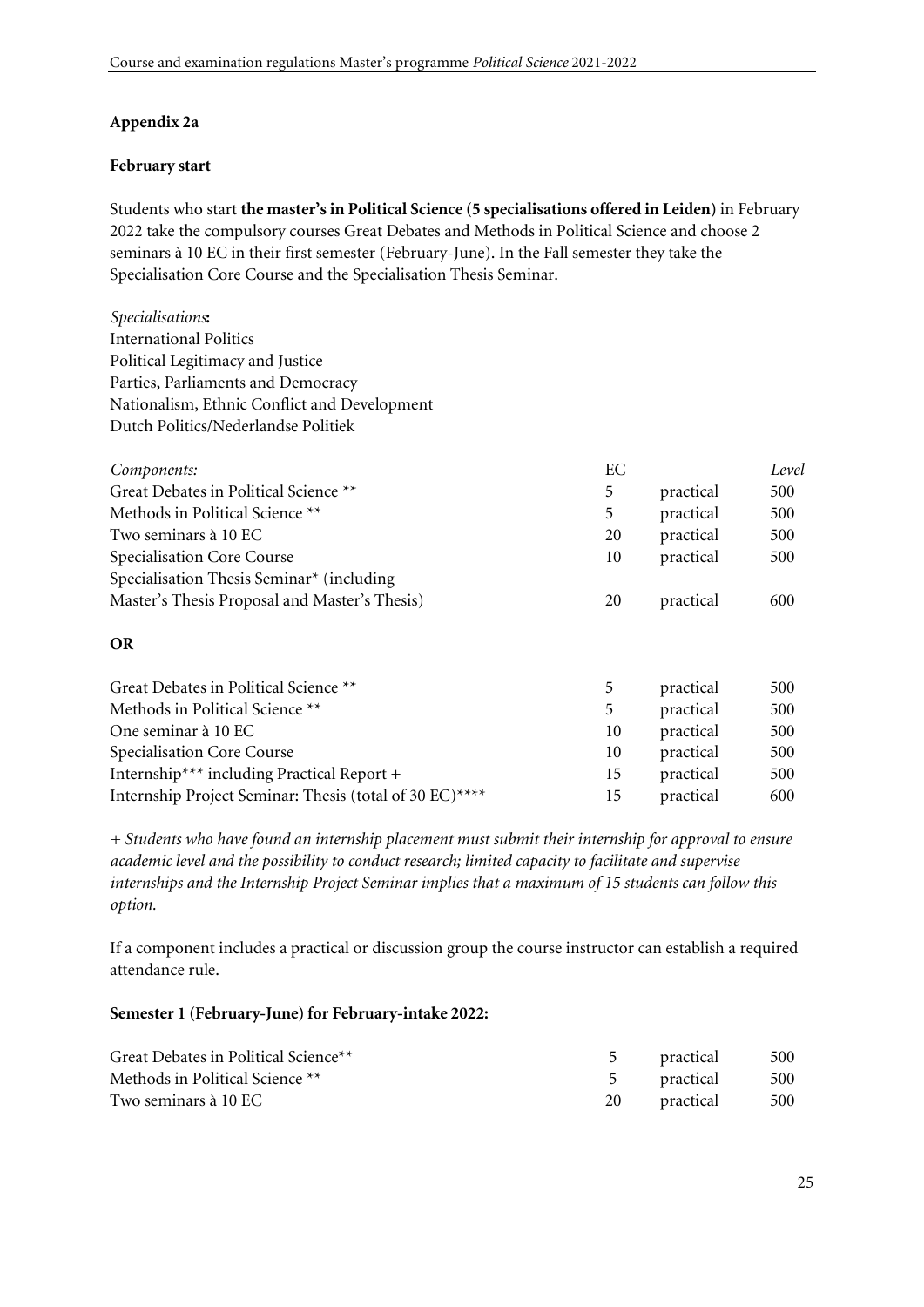**Appendix 2a**

**February start**

Students who start **the master's in Political Science (5 specialisations offered in Leiden)** in February 2022 take the compulsory courses Great Debates and Methods in Political Science and choose 2 seminars à 10 EC in their first semester (February-June). In the Fall semester they take the Specialisation Core Course and the Specialisation Thesis Seminar.

*Specialisations***:**
International Politics
Political Legitimacy and Justice
Parties, Parliaments and Democracy
Nationalism, Ethnic Conflict and Development
Dutch Politics/Nederlandse Politiek

| *Components:* | EC | | *Level* |
|---|---|---|---|
| Great Debates in Political Science ** | 5 | practical | 500 |
| Methods in Political Science ** | 5 | practical | 500 |
| Two seminars à 10 EC | 20 | practical | 500 |
| Specialisation Core Course | 10 | practical | 500 |
| Specialisation Thesis Seminar* (including Master's Thesis Proposal and Master's Thesis) | 20 | practical | 600 |

**OR**

| | | | |
|---|---|---|---|
| Great Debates in Political Science ** | 5 | practical | 500 |
| Methods in Political Science ** | 5 | practical | 500 |
| One seminar à 10 EC | 10 | practical | 500 |
| Specialisation Core Course | 10 | practical | 500 |
| Internship*** including Practical Report + | 15 | practical | 500 |
| Internship Project Seminar: Thesis (total of 30 EC)**** | 15 | practical | 600 |

*+ Students who have found an internship placement must submit their internship for approval to ensure academic level and the possibility to conduct research; limited capacity to facilitate and supervise internships and the Internship Project Seminar implies that a maximum of 15 students can follow this option.*

If a component includes a practical or discussion group the course instructor can establish a required attendance rule.

**Semester 1 (February-June) for February-intake 2022:**

| | | | |
|---|---|---|---|
| Great Debates in Political Science** | 5 | practical | 500 |
| Methods in Political Science ** | 5 | practical | 500 |
| Two seminars à 10 EC | 20 | practical | 500 |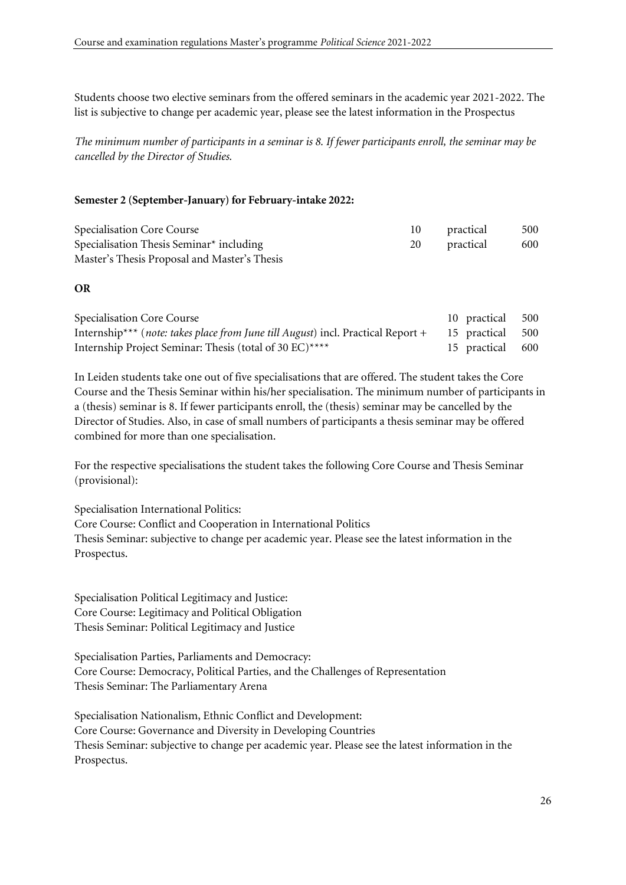Students choose two elective seminars from the offered seminars in the academic year 2021-2022. The list is subjective to change per academic year, please see the latest information in the Prospectus

*The minimum number of participants in a seminar is 8. If fewer participants enroll, the seminar may be cancelled by the Director of Studies.*

**Semester 2 (September-January) for February-intake 2022:**

| | | | |
|---|---|---|---|
| Specialisation Core Course | 10 | practical | 500 |
| Specialisation Thesis Seminar* including Master's Thesis Proposal and Master's Thesis | 20 | practical | 600 |

**OR**

| | | | |
|---|---|---|---|
| Specialisation Core Course | 10 | practical | 500 |
| Internship*** (*note: takes place from June till August*) incl. Practical Report + | 15 | practical | 500 |
| Internship Project Seminar: Thesis (total of 30 EC)**** | 15 | practical | 600 |

In Leiden students take one out of five specialisations that are offered. The student takes the Core Course and the Thesis Seminar within his/her specialisation. The minimum number of participants in a (thesis) seminar is 8. If fewer participants enroll, the (thesis) seminar may be cancelled by the Director of Studies. Also, in case of small numbers of participants a thesis seminar may be offered combined for more than one specialisation.

For the respective specialisations the student takes the following Core Course and Thesis Seminar (provisional):

Specialisation International Politics:
Core Course: Conflict and Cooperation in International Politics
Thesis Seminar: subjective to change per academic year. Please see the latest information in the Prospectus.

Specialisation Political Legitimacy and Justice:
Core Course: Legitimacy and Political Obligation
Thesis Seminar: Political Legitimacy and Justice

Specialisation Parties, Parliaments and Democracy:
Core Course: Democracy, Political Parties, and the Challenges of Representation
Thesis Seminar: The Parliamentary Arena

Specialisation Nationalism, Ethnic Conflict and Development:
Core Course: Governance and Diversity in Developing Countries
Thesis Seminar: subjective to change per academic year. Please see the latest information in the Prospectus.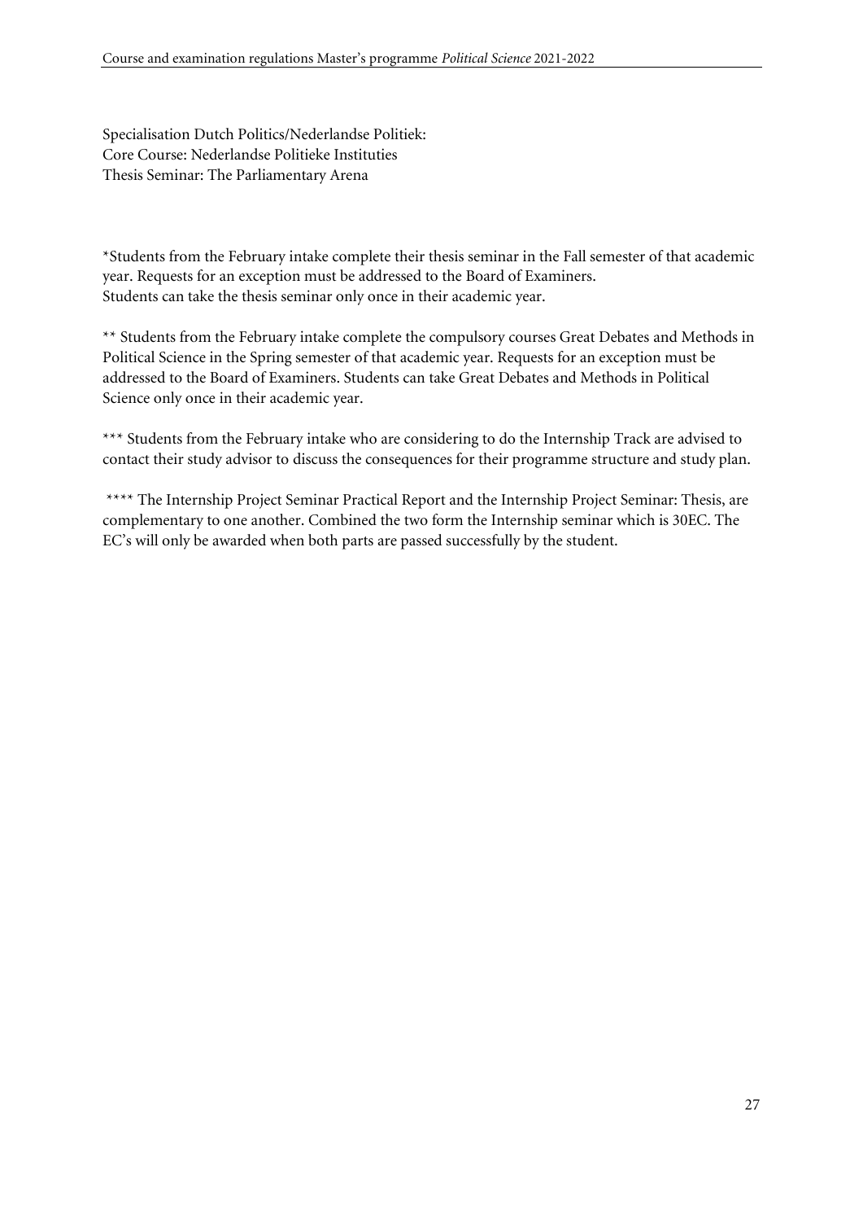Specialisation Dutch Politics/Nederlandse Politiek:
Core Course: Nederlandse Politieke Instituties
Thesis Seminar: The Parliamentary Arena

*Students from the February intake complete their thesis seminar in the Fall semester of that academic year. Requests for an exception must be addressed to the Board of Examiners.
Students can take the thesis seminar only once in their academic year.

** Students from the February intake complete the compulsory courses Great Debates and Methods in Political Science in the Spring semester of that academic year. Requests for an exception must be addressed to the Board of Examiners. Students can take Great Debates and Methods in Political Science only once in their academic year.

*** Students from the February intake who are considering to do the Internship Track are advised to contact their study advisor to discuss the consequences for their programme structure and study plan.

**** The Internship Project Seminar Practical Report and the Internship Project Seminar: Thesis, are complementary to one another. Combined the two form the Internship seminar which is 30EC. The EC's will only be awarded when both parts are passed successfully by the student.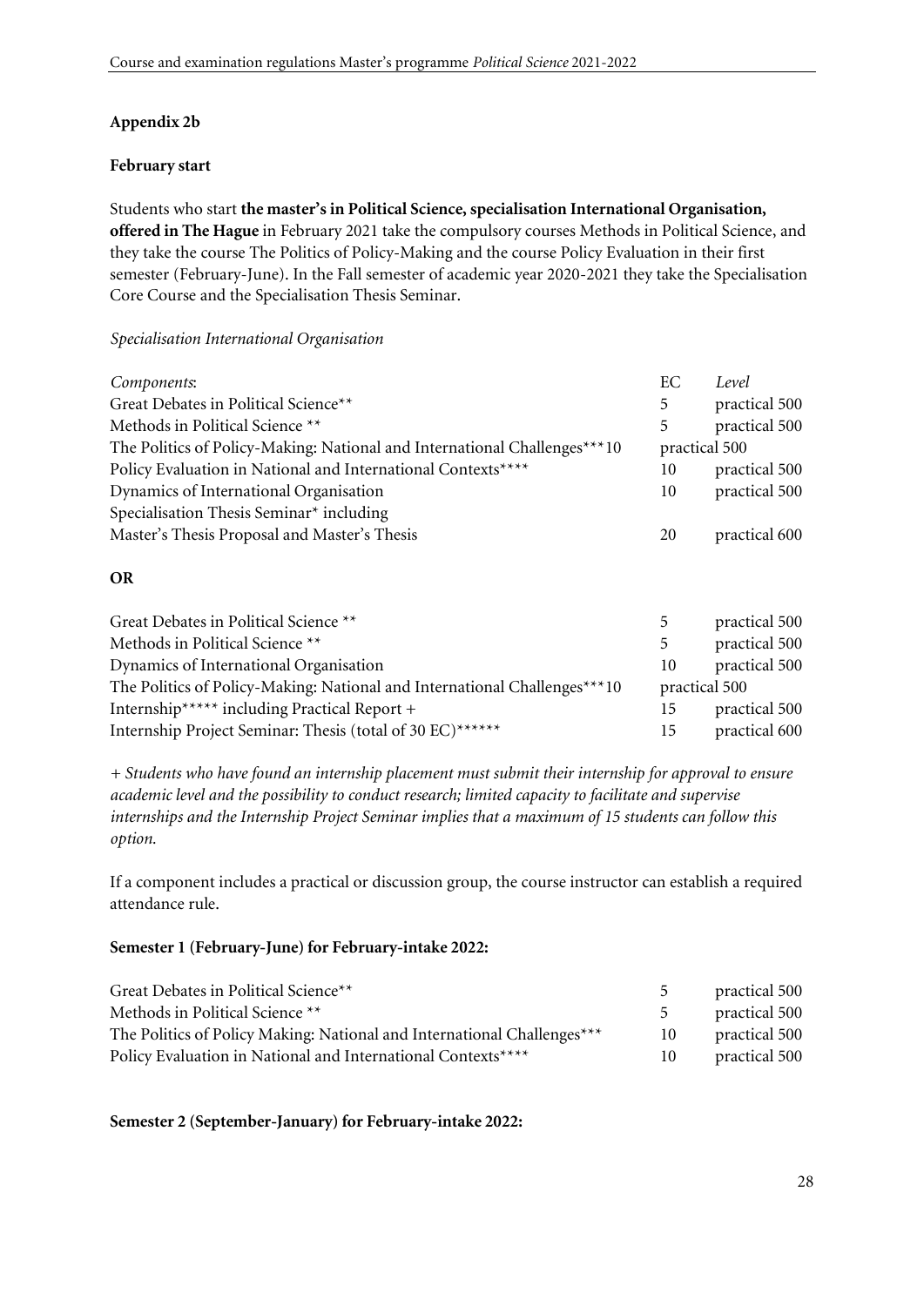**Appendix 2b**

**February start**

Students who start **the master's in Political Science, specialisation International Organisation, offered in The Hague** in February 2021 take the compulsory courses Methods in Political Science, and they take the course The Politics of Policy-Making and the course Policy Evaluation in their first semester (February-June). In the Fall semester of academic year 2020-2021 they take the Specialisation Core Course and the Specialisation Thesis Seminar.

*Specialisation International Organisation*

| *Components*: | EC | *Level* |
|---|---|---|
| Great Debates in Political Science** | 5 | practical 500 |
| Methods in Political Science ** | 5 | practical 500 |
| The Politics of Policy-Making: National and International Challenges*** | 10 | practical 500 |
| Policy Evaluation in National and International Contexts**** | 10 | practical 500 |
| Dynamics of International Organisation | 10 | practical 500 |
| Specialisation Thesis Seminar* including Master's Thesis Proposal and Master's Thesis | 20 | practical 600 |

**OR**

| Component | EC | Level |
|---|---|---|
| Great Debates in Political Science ** | 5 | practical 500 |
| Methods in Political Science ** | 5 | practical 500 |
| Dynamics of International Organisation | 10 | practical 500 |
| The Politics of Policy-Making: National and International Challenges*** | 10 | practical 500 |
| Internship***** including Practical Report + | 15 | practical 500 |
| Internship Project Seminar: Thesis (total of 30 EC)****** | 15 | practical 600 |

*+ Students who have found an internship placement must submit their internship for approval to ensure academic level and the possibility to conduct research; limited capacity to facilitate and supervise internships and the Internship Project Seminar implies that a maximum of 15 students can follow this option.*

If a component includes a practical or discussion group, the course instructor can establish a required attendance rule.

**Semester 1 (February-June) for February-intake 2022:**

| Component | EC | Level |
|---|---|---|
| Great Debates in Political Science** | 5 | practical 500 |
| Methods in Political Science ** | 5 | practical 500 |
| The Politics of Policy Making: National and International Challenges*** | 10 | practical 500 |
| Policy Evaluation in National and International Contexts**** | 10 | practical 500 |

**Semester 2 (September-January) for February-intake 2022:**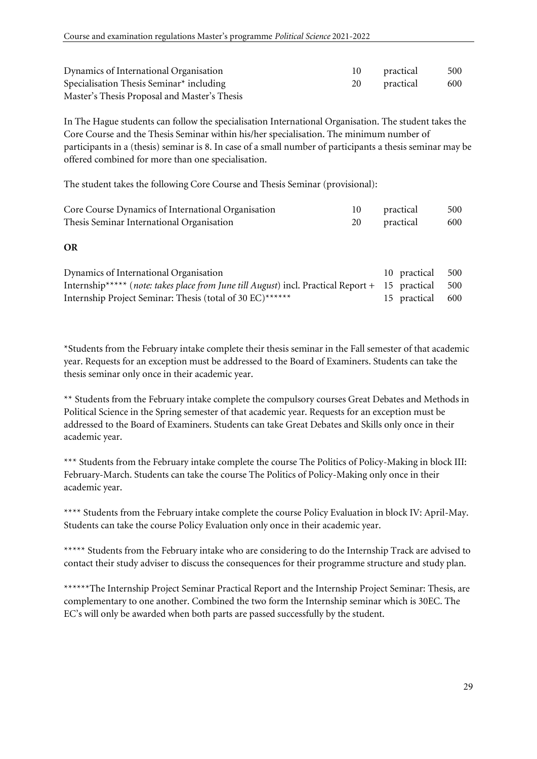| | | | |
|---|---|---|---|
| Dynamics of International Organisation | 10 | practical | 500 |
| Specialisation Thesis Seminar* including Master's Thesis Proposal and Master's Thesis | 20 | practical | 600 |

In The Hague students can follow the specialisation International Organisation. The student takes the Core Course and the Thesis Seminar within his/her specialisation. The minimum number of participants in a (thesis) seminar is 8. In case of a small number of participants a thesis seminar may be offered combined for more than one specialisation.

The student takes the following Core Course and Thesis Seminar (provisional):

| | | | |
|---|---|---|---|
| Core Course Dynamics of International Organisation | 10 | practical | 500 |
| Thesis Seminar International Organisation | 20 | practical | 600 |

**OR**

| | | | |
|---|---|---|---|
| Dynamics of International Organisation | 10 | practical | 500 |
| Internship***** (*note: takes place from June till August*) incl. Practical Report + | 15 | practical | 500 |
| Internship Project Seminar: Thesis (total of 30 EC)****** | 15 | practical | 600 |

*Students from the February intake complete their thesis seminar in the Fall semester of that academic year. Requests for an exception must be addressed to the Board of Examiners. Students can take the thesis seminar only once in their academic year.

** Students from the February intake complete the compulsory courses Great Debates and Methods in Political Science in the Spring semester of that academic year. Requests for an exception must be addressed to the Board of Examiners. Students can take Great Debates and Skills only once in their academic year.

*** Students from the February intake complete the course The Politics of Policy-Making in block III: February-March. Students can take the course The Politics of Policy-Making only once in their academic year.

**** Students from the February intake complete the course Policy Evaluation in block IV: April-May. Students can take the course Policy Evaluation only once in their academic year.

***** Students from the February intake who are considering to do the Internship Track are advised to contact their study adviser to discuss the consequences for their programme structure and study plan.

******The Internship Project Seminar Practical Report and the Internship Project Seminar: Thesis, are complementary to one another. Combined the two form the Internship seminar which is 30EC. The EC's will only be awarded when both parts are passed successfully by the student.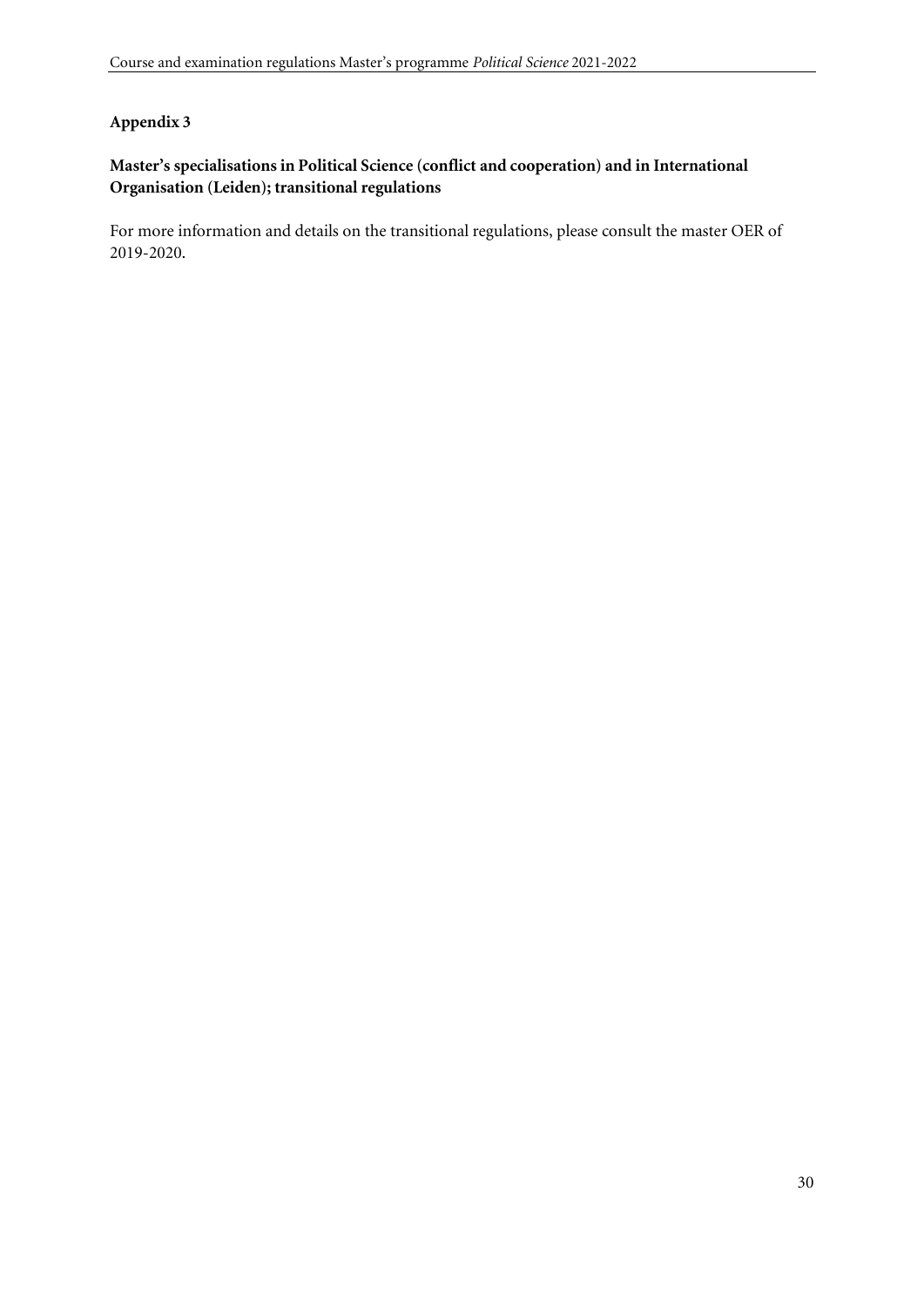## Appendix 3

### Master's specialisations in Political Science (conflict and cooperation) and in International Organisation (Leiden); transitional regulations

For more information and details on the transitional regulations, please consult the master OER of 2019-2020.